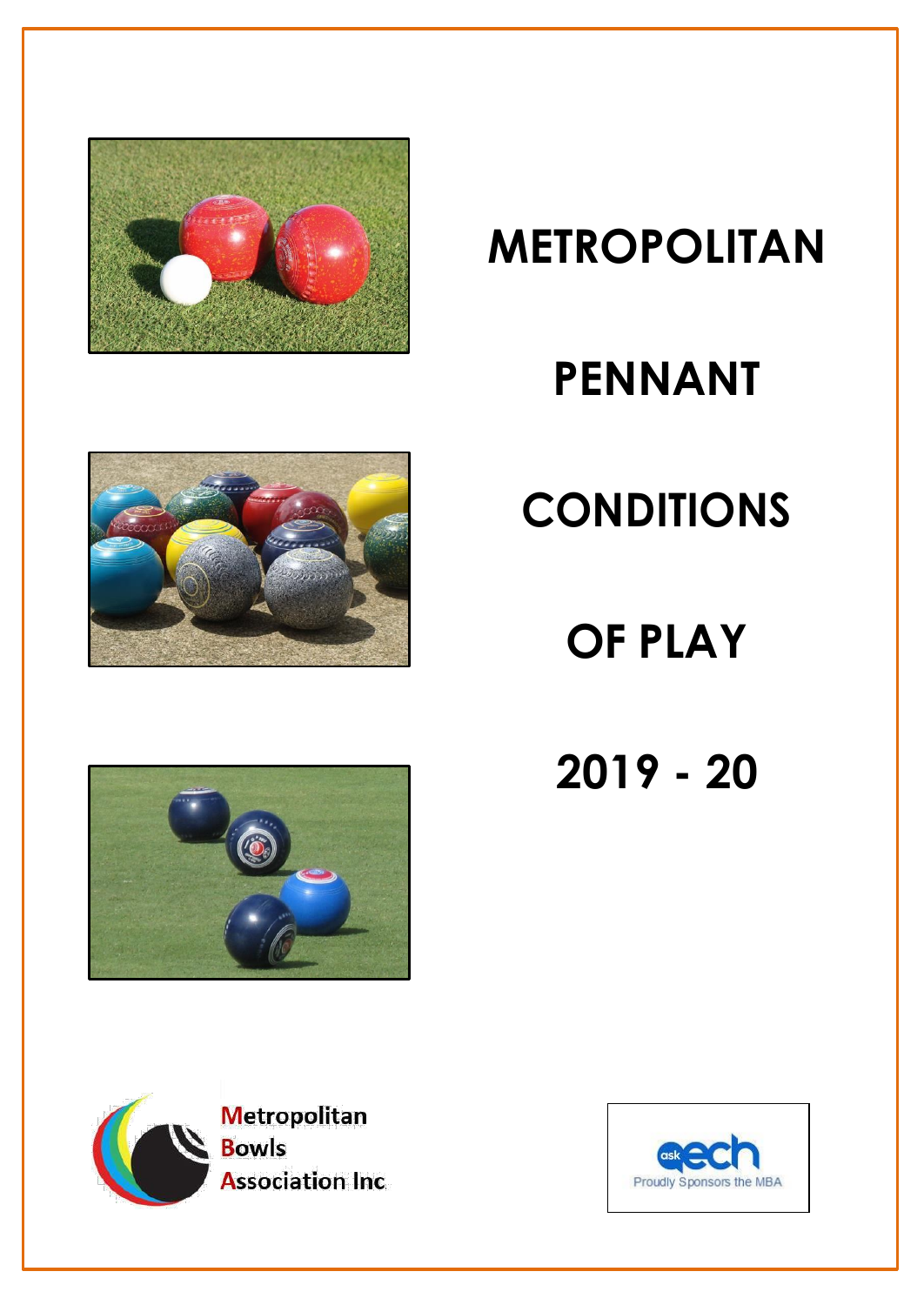# METROPOLITAN PENNANT CONDITIONS OF PLAY

# 2019 - 20

Metropolitan Bowls Association Inc

ask aech
Proudly Sponsors the MBA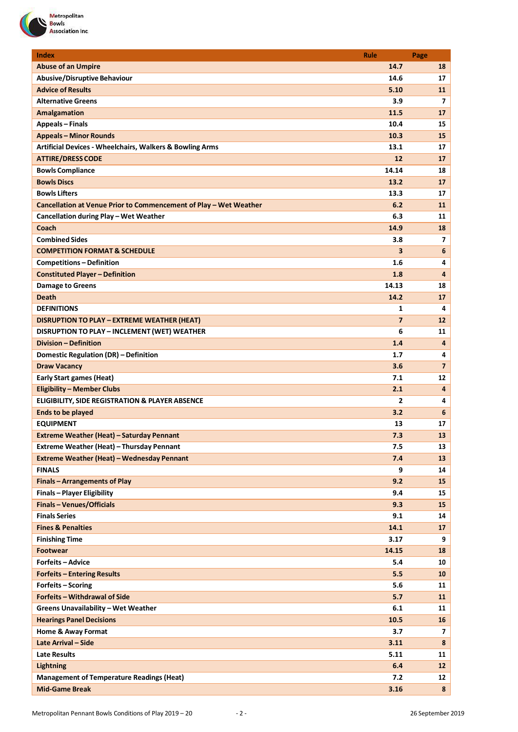| Index | Rule | Page |
|---|---|---|
| Abuse of an Umpire | 14.7 | 18 |
| Abusive/Disruptive Behaviour | 14.6 | 17 |
| Advice of Results | 5.10 | 11 |
| Alternative Greens | 3.9 | 7 |
| Amalgamation | 11.5 | 17 |
| Appeals – Finals | 10.4 | 15 |
| Appeals – Minor Rounds | 10.3 | 15 |
| Artificial Devices - Wheelchairs, Walkers & Bowling Arms | 13.1 | 17 |
| ATTIRE/DRESS CODE | 12 | 17 |
| Bowls Compliance | 14.14 | 18 |
| Bowls Discs | 13.2 | 17 |
| Bowls Lifters | 13.3 | 17 |
| Cancellation at Venue Prior to Commencement of Play – Wet Weather | 6.2 | 11 |
| Cancellation during Play – Wet Weather | 6.3 | 11 |
| Coach | 14.9 | 18 |
| Combined Sides | 3.8 | 7 |
| COMPETITION FORMAT & SCHEDULE | 3 | 6 |
| Competitions – Definition | 1.6 | 4 |
| Constituted Player – Definition | 1.8 | 4 |
| Damage to Greens | 14.13 | 18 |
| Death | 14.2 | 17 |
| DEFINITIONS | 1 | 4 |
| DISRUPTION TO PLAY – EXTREME WEATHER (HEAT) | 7 | 12 |
| DISRUPTION TO PLAY – INCLEMENT (WET) WEATHER | 6 | 11 |
| Division – Definition | 1.4 | 4 |
| Domestic Regulation (DR) – Definition | 1.7 | 4 |
| Draw Vacancy | 3.6 | 7 |
| Early Start games (Heat) | 7.1 | 12 |
| Eligibility – Member Clubs | 2.1 | 4 |
| ELIGIBILITY, SIDE REGISTRATION & PLAYER ABSENCE | 2 | 4 |
| Ends to be played | 3.2 | 6 |
| EQUIPMENT | 13 | 17 |
| Extreme Weather (Heat) – Saturday Pennant | 7.3 | 13 |
| Extreme Weather (Heat) – Thursday Pennant | 7.5 | 13 |
| Extreme Weather (Heat) – Wednesday Pennant | 7.4 | 13 |
| FINALS | 9 | 14 |
| Finals – Arrangements of Play | 9.2 | 15 |
| Finals – Player Eligibility | 9.4 | 15 |
| Finals – Venues/Officials | 9.3 | 15 |
| Finals Series | 9.1 | 14 |
| Fines & Penalties | 14.1 | 17 |
| Finishing Time | 3.17 | 9 |
| Footwear | 14.15 | 18 |
| Forfeits – Advice | 5.4 | 10 |
| Forfeits – Entering Results | 5.5 | 10 |
| Forfeits – Scoring | 5.6 | 11 |
| Forfeits – Withdrawal of Side | 5.7 | 11 |
| Greens Unavailability – Wet Weather | 6.1 | 11 |
| Hearings Panel Decisions | 10.5 | 16 |
| Home & Away Format | 3.7 | 7 |
| Late Arrival – Side | 3.11 | 8 |
| Late Results | 5.11 | 11 |
| Lightning | 6.4 | 12 |
| Management of Temperature Readings (Heat) | 7.2 | 12 |
| Mid-Game Break | 3.16 | 8 |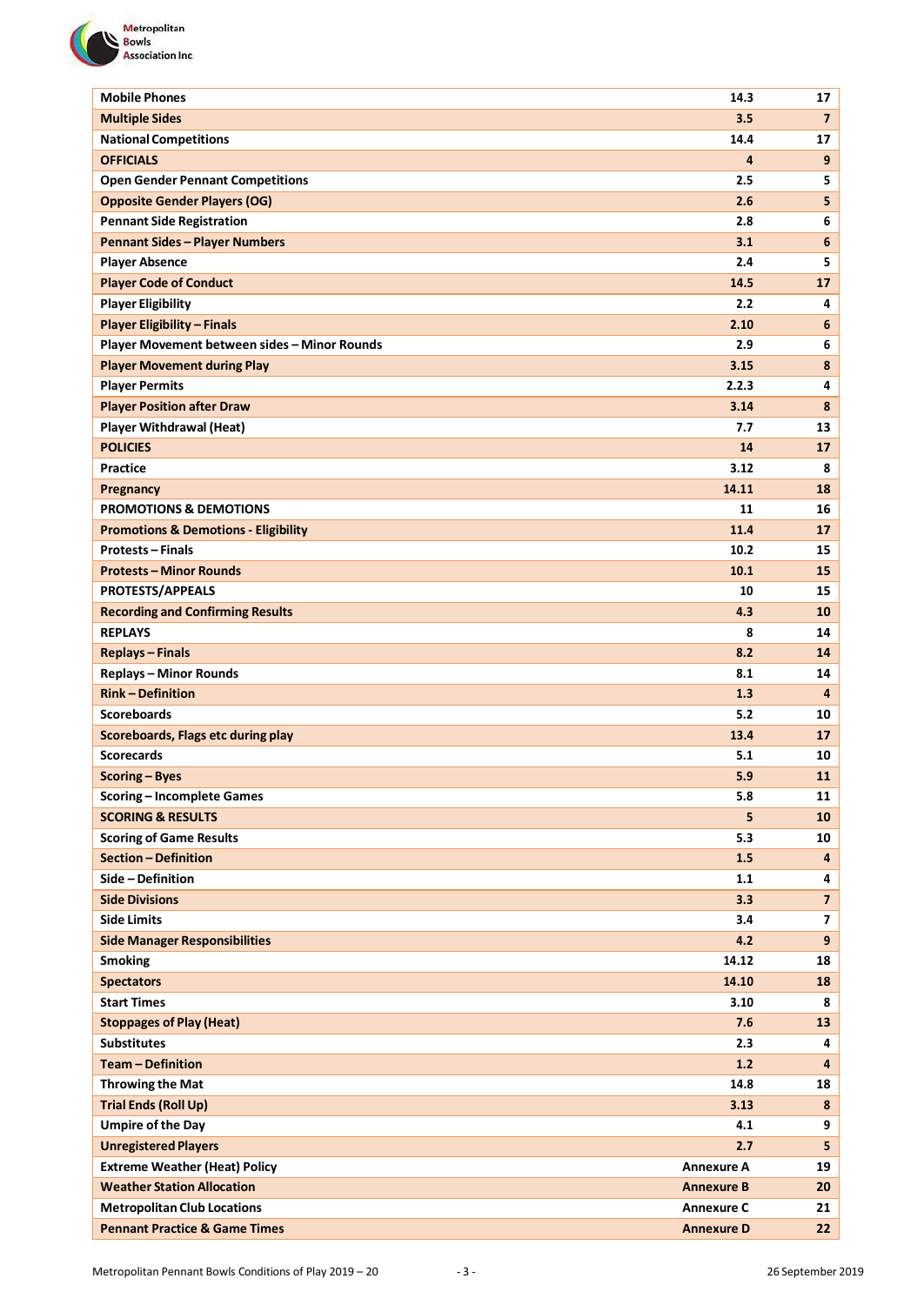| | | |
|---|---|---|
| **Mobile Phones** | **14.3** | **17** |
| **Multiple Sides** | **3.5** | **7** |
| **National Competitions** | **14.4** | **17** |
| **OFFICIALS** | **4** | **9** |
| **Open Gender Pennant Competitions** | **2.5** | **5** |
| **Opposite Gender Players (OG)** | **2.6** | **5** |
| **Pennant Side Registration** | **2.8** | **6** |
| **Pennant Sides – Player Numbers** | **3.1** | **6** |
| **Player Absence** | **2.4** | **5** |
| **Player Code of Conduct** | **14.5** | **17** |
| **Player Eligibility** | **2.2** | **4** |
| **Player Eligibility – Finals** | **2.10** | **6** |
| **Player Movement between sides – Minor Rounds** | **2.9** | **6** |
| **Player Movement during Play** | **3.15** | **8** |
| **Player Permits** | **2.2.3** | **4** |
| **Player Position after Draw** | **3.14** | **8** |
| **Player Withdrawal (Heat)** | **7.7** | **13** |
| **POLICIES** | **14** | **17** |
| **Practice** | **3.12** | **8** |
| **Pregnancy** | **14.11** | **18** |
| **PROMOTIONS & DEMOTIONS** | **11** | **16** |
| **Promotions & Demotions - Eligibility** | **11.4** | **17** |
| **Protests – Finals** | **10.2** | **15** |
| **Protests – Minor Rounds** | **10.1** | **15** |
| **PROTESTS/APPEALS** | **10** | **15** |
| **Recording and Confirming Results** | **4.3** | **10** |
| **REPLAYS** | **8** | **14** |
| **Replays – Finals** | **8.2** | **14** |
| **Replays – Minor Rounds** | **8.1** | **14** |
| **Rink – Definition** | **1.3** | **4** |
| **Scoreboards** | **5.2** | **10** |
| **Scoreboards, Flags etc during play** | **13.4** | **17** |
| **Scorecards** | **5.1** | **10** |
| **Scoring – Byes** | **5.9** | **11** |
| **Scoring – Incomplete Games** | **5.8** | **11** |
| **SCORING & RESULTS** | **5** | **10** |
| **Scoring of Game Results** | **5.3** | **10** |
| **Section – Definition** | **1.5** | **4** |
| **Side – Definition** | **1.1** | **4** |
| **Side Divisions** | **3.3** | **7** |
| **Side Limits** | **3.4** | **7** |
| **Side Manager Responsibilities** | **4.2** | **9** |
| **Smoking** | **14.12** | **18** |
| **Spectators** | **14.10** | **18** |
| **Start Times** | **3.10** | **8** |
| **Stoppages of Play (Heat)** | **7.6** | **13** |
| **Substitutes** | **2.3** | **4** |
| **Team – Definition** | **1.2** | **4** |
| **Throwing the Mat** | **14.8** | **18** |
| **Trial Ends (Roll Up)** | **3.13** | **8** |
| **Umpire of the Day** | **4.1** | **9** |
| **Unregistered Players** | **2.7** | **5** |
| **Extreme Weather (Heat) Policy** | **Annexure A** | **19** |
| **Weather Station Allocation** | **Annexure B** | **20** |
| **Metropolitan Club Locations** | **Annexure C** | **21** |
| **Pennant Practice & Game Times** | **Annexure D** | **22** |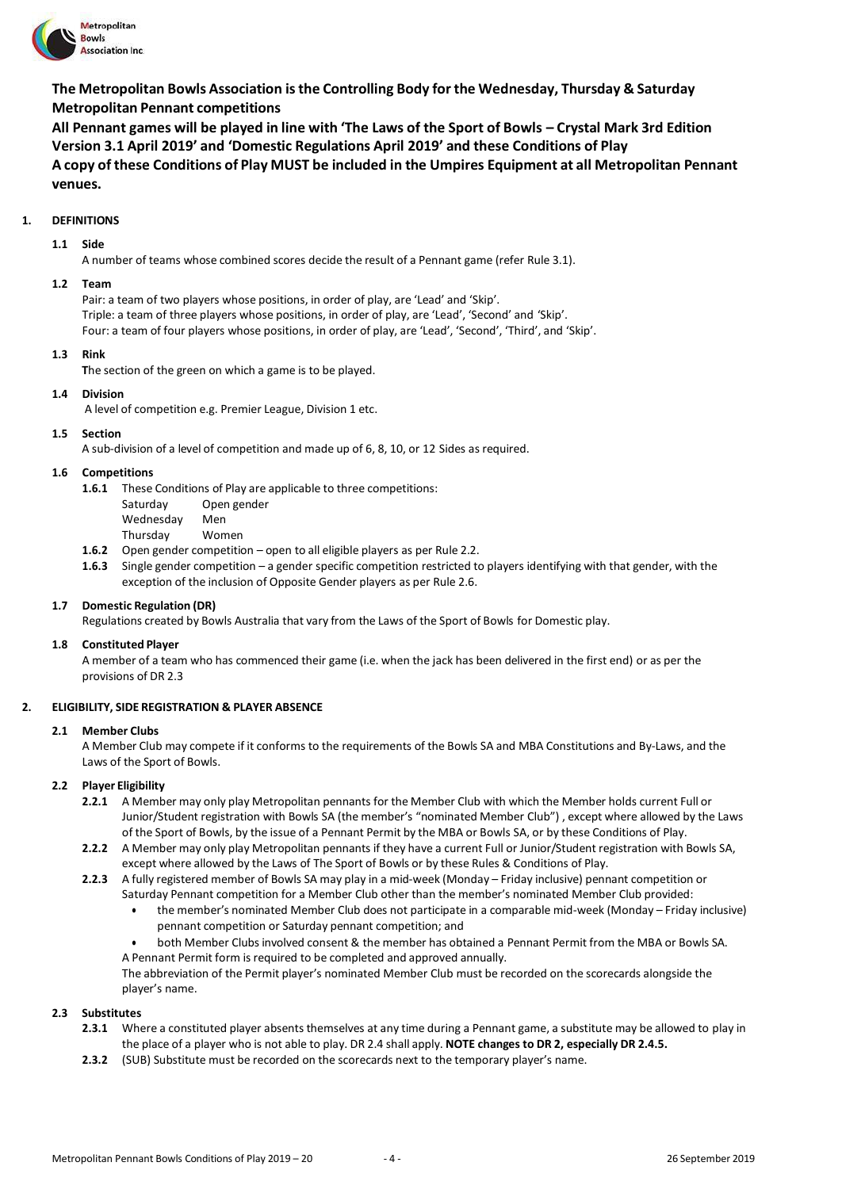**The Metropolitan Bowls Association is the Controlling Body for the Wednesday, Thursday & Saturday Metropolitan Pennant competitions**

**All Pennant games will be played in line with 'The Laws of the Sport of Bowls – Crystal Mark 3rd Edition Version 3.1 April 2019' and 'Domestic Regulations April 2019' and these Conditions of Play**

**A copy of these Conditions of Play MUST be included in the Umpires Equipment at all Metropolitan Pennant venues.**

## 1. DEFINITIONS

### 1.1 Side

A number of teams whose combined scores decide the result of a Pennant game (refer Rule 3.1).

### 1.2 Team

Pair: a team of two players whose positions, in order of play, are 'Lead' and 'Skip'.
Triple: a team of three players whose positions, in order of play, are 'Lead', 'Second' and 'Skip'.
Four: a team of four players whose positions, in order of play, are 'Lead', 'Second', 'Third', and 'Skip'.

### 1.3 Rink

The section of the green on which a game is to be played.

### 1.4 Division

A level of competition e.g. Premier League, Division 1 etc.

### 1.5 Section

A sub-division of a level of competition and made up of 6, 8, 10, or 12 Sides as required.

### 1.6 Competitions

**1.6.1** These Conditions of Play are applicable to three competitions:

| | |
|---|---|
| Saturday | Open gender |
| Wednesday | Men |
| Thursday | Women |

**1.6.2** Open gender competition – open to all eligible players as per Rule 2.2.

**1.6.3** Single gender competition – a gender specific competition restricted to players identifying with that gender, with the exception of the inclusion of Opposite Gender players as per Rule 2.6.

### 1.7 Domestic Regulation (DR)

Regulations created by Bowls Australia that vary from the Laws of the Sport of Bowls for Domestic play.

### 1.8 Constituted Player

A member of a team who has commenced their game (i.e. when the jack has been delivered in the first end) or as per the provisions of DR 2.3

## 2. ELIGIBILITY, SIDE REGISTRATION & PLAYER ABSENCE

### 2.1 Member Clubs

A Member Club may compete if it conforms to the requirements of the Bowls SA and MBA Constitutions and By-Laws, and the Laws of the Sport of Bowls.

### 2.2 Player Eligibility

**2.2.1** A Member may only play Metropolitan pennants for the Member Club with which the Member holds current Full or Junior/Student registration with Bowls SA (the member's "nominated Member Club") , except where allowed by the Laws of the Sport of Bowls, by the issue of a Pennant Permit by the MBA or Bowls SA, or by these Conditions of Play.

**2.2.2** A Member may only play Metropolitan pennants if they have a current Full or Junior/Student registration with Bowls SA, except where allowed by the Laws of The Sport of Bowls or by these Rules & Conditions of Play.

**2.2.3** A fully registered member of Bowls SA may play in a mid-week (Monday – Friday inclusive) pennant competition or Saturday Pennant competition for a Member Club other than the member's nominated Member Club provided:

- the member's nominated Member Club does not participate in a comparable mid-week (Monday – Friday inclusive) pennant competition or Saturday pennant competition; and
- both Member Clubs involved consent & the member has obtained a Pennant Permit from the MBA or Bowls SA.

A Pennant Permit form is required to be completed and approved annually.
The abbreviation of the Permit player's nominated Member Club must be recorded on the scorecards alongside the player's name.

### 2.3 Substitutes

**2.3.1** Where a constituted player absents themselves at any time during a Pennant game, a substitute may be allowed to play in the place of a player who is not able to play. DR 2.4 shall apply. **NOTE changes to DR 2, especially DR 2.4.5.**

**2.3.2** (SUB) Substitute must be recorded on the scorecards next to the temporary player's name.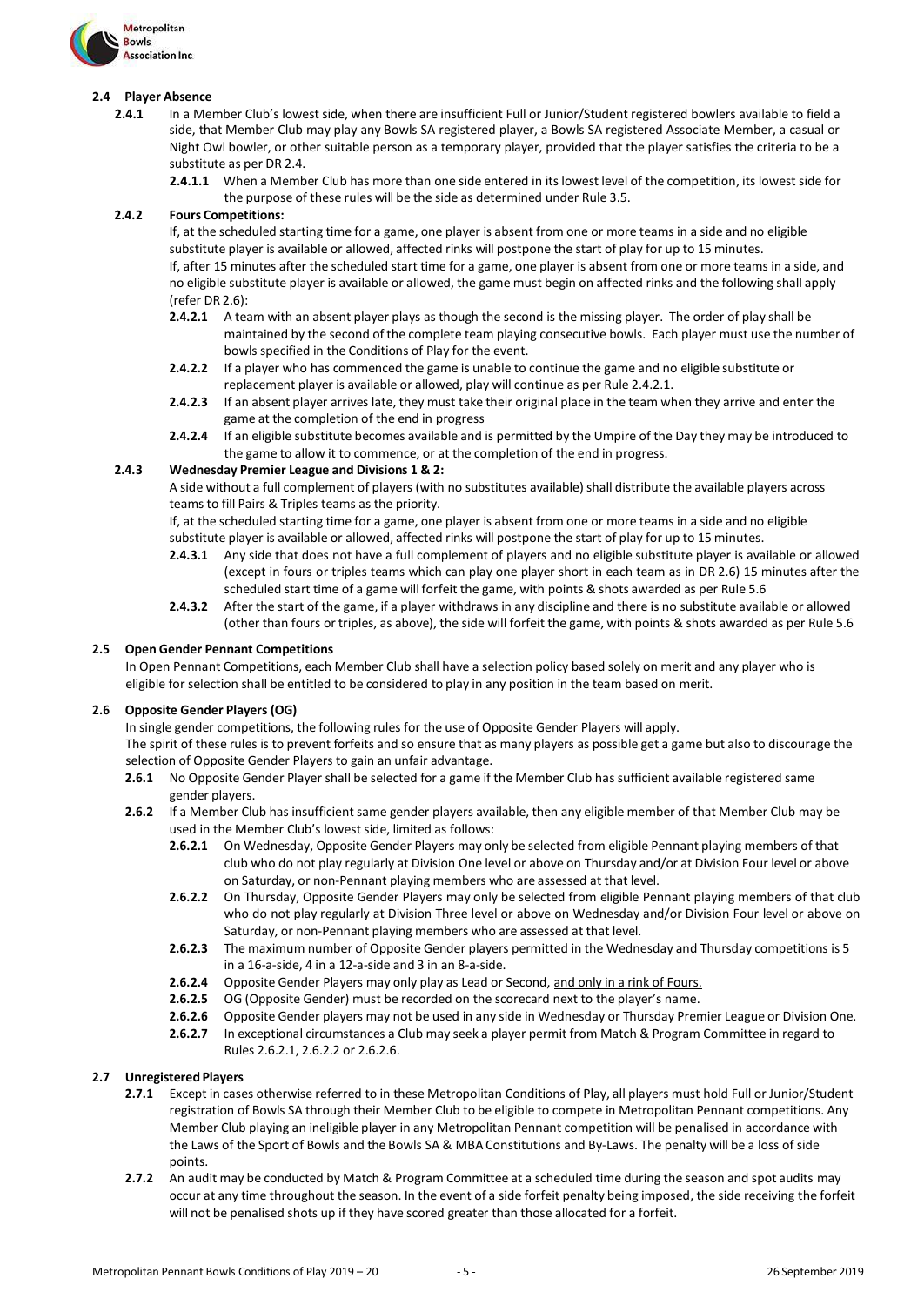## 2.4 Player Absence

**2.4.1** In a Member Club's lowest side, when there are insufficient Full or Junior/Student registered bowlers available to field a side, that Member Club may play any Bowls SA registered player, a Bowls SA registered Associate Member, a casual or Night Owl bowler, or other suitable person as a temporary player, provided that the player satisfies the criteria to be a substitute as per DR 2.4.

**2.4.1.1** When a Member Club has more than one side entered in its lowest level of the competition, its lowest side for the purpose of these rules will be the side as determined under Rule 3.5.

**2.4.2 Fours Competitions:**

If, at the scheduled starting time for a game, one player is absent from one or more teams in a side and no eligible substitute player is available or allowed, affected rinks will postpone the start of play for up to 15 minutes.

If, after 15 minutes after the scheduled start time for a game, one player is absent from one or more teams in a side, and no eligible substitute player is available or allowed, the game must begin on affected rinks and the following shall apply (refer DR 2.6):

**2.4.2.1** A team with an absent player plays as though the second is the missing player. The order of play shall be maintained by the second of the complete team playing consecutive bowls. Each player must use the number of bowls specified in the Conditions of Play for the event.

**2.4.2.2** If a player who has commenced the game is unable to continue the game and no eligible substitute or replacement player is available or allowed, play will continue as per Rule 2.4.2.1.

**2.4.2.3** If an absent player arrives late, they must take their original place in the team when they arrive and enter the game at the completion of the end in progress

**2.4.2.4** If an eligible substitute becomes available and is permitted by the Umpire of the Day they may be introduced to the game to allow it to commence, or at the completion of the end in progress.

**2.4.3 Wednesday Premier League and Divisions 1 & 2:**

A side without a full complement of players (with no substitutes available) shall distribute the available players across teams to fill Pairs & Triples teams as the priority.

If, at the scheduled starting time for a game, one player is absent from one or more teams in a side and no eligible substitute player is available or allowed, affected rinks will postpone the start of play for up to 15 minutes.

**2.4.3.1** Any side that does not have a full complement of players and no eligible substitute player is available or allowed (except in fours or triples teams which can play one player short in each team as in DR 2.6) 15 minutes after the scheduled start time of a game will forfeit the game, with points & shots awarded as per Rule 5.6

**2.4.3.2** After the start of the game, if a player withdraws in any discipline and there is no substitute available or allowed (other than fours or triples, as above), the side will forfeit the game, with points & shots awarded as per Rule 5.6

## 2.5 Open Gender Pennant Competitions

In Open Pennant Competitions, each Member Club shall have a selection policy based solely on merit and any player who is eligible for selection shall be entitled to be considered to play in any position in the team based on merit.

## 2.6 Opposite Gender Players (OG)

In single gender competitions, the following rules for the use of Opposite Gender Players will apply.

The spirit of these rules is to prevent forfeits and so ensure that as many players as possible get a game but also to discourage the selection of Opposite Gender Players to gain an unfair advantage.

**2.6.1** No Opposite Gender Player shall be selected for a game if the Member Club has sufficient available registered same gender players.

**2.6.2** If a Member Club has insufficient same gender players available, then any eligible member of that Member Club may be used in the Member Club's lowest side, limited as follows:

**2.6.2.1** On Wednesday, Opposite Gender Players may only be selected from eligible Pennant playing members of that club who do not play regularly at Division One level or above on Thursday and/or at Division Four level or above on Saturday, or non-Pennant playing members who are assessed at that level.

**2.6.2.2** On Thursday, Opposite Gender Players may only be selected from eligible Pennant playing members of that club who do not play regularly at Division Three level or above on Wednesday and/or Division Four level or above on Saturday, or non-Pennant playing members who are assessed at that level.

**2.6.2.3** The maximum number of Opposite Gender players permitted in the Wednesday and Thursday competitions is 5 in a 16-a-side, 4 in a 12-a-side and 3 in an 8-a-side.

**2.6.2.4** Opposite Gender Players may only play as Lead or Second, <u>and only in a rink of Fours.</u>

**2.6.2.5** OG (Opposite Gender) must be recorded on the scorecard next to the player's name.

**2.6.2.6** Opposite Gender players may not be used in any side in Wednesday or Thursday Premier League or Division One.

**2.6.2.7** In exceptional circumstances a Club may seek a player permit from Match & Program Committee in regard to Rules 2.6.2.1, 2.6.2.2 or 2.6.2.6.

## 2.7 Unregistered Players

**2.7.1** Except in cases otherwise referred to in these Metropolitan Conditions of Play, all players must hold Full or Junior/Student registration of Bowls SA through their Member Club to be eligible to compete in Metropolitan Pennant competitions. Any Member Club playing an ineligible player in any Metropolitan Pennant competition will be penalised in accordance with the Laws of the Sport of Bowls and the Bowls SA & MBA Constitutions and By-Laws. The penalty will be a loss of side points.

**2.7.2** An audit may be conducted by Match & Program Committee at a scheduled time during the season and spot audits may occur at any time throughout the season. In the event of a side forfeit penalty being imposed, the side receiving the forfeit will not be penalised shots up if they have scored greater than those allocated for a forfeit.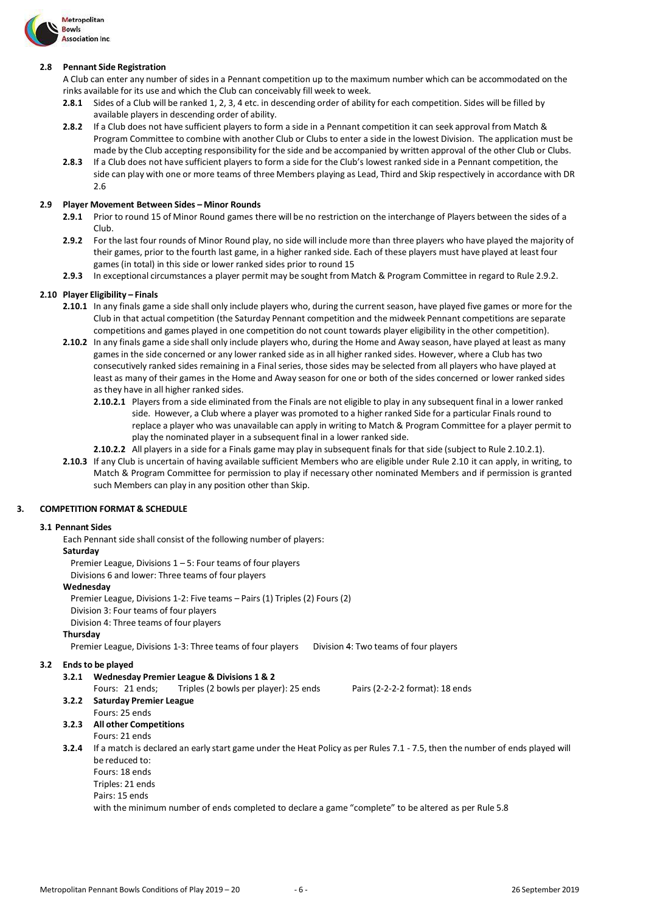### 2.8 Pennant Side Registration

A Club can enter any number of sides in a Pennant competition up to the maximum number which can be accommodated on the rinks available for its use and which the Club can conceivably fill week to week.

- **2.8.1** Sides of a Club will be ranked 1, 2, 3, 4 etc. in descending order of ability for each competition. Sides will be filled by available players in descending order of ability.
- **2.8.2** If a Club does not have sufficient players to form a side in a Pennant competition it can seek approval from Match & Program Committee to combine with another Club or Clubs to enter a side in the lowest Division. The application must be made by the Club accepting responsibility for the side and be accompanied by written approval of the other Club or Clubs.
- **2.8.3** If a Club does not have sufficient players to form a side for the Club's lowest ranked side in a Pennant competition, the side can play with one or more teams of three Members playing as Lead, Third and Skip respectively in accordance with DR 2.6

### 2.9 Player Movement Between Sides – Minor Rounds

- **2.9.1** Prior to round 15 of Minor Round games there will be no restriction on the interchange of Players between the sides of a Club.
- **2.9.2** For the last four rounds of Minor Round play, no side will include more than three players who have played the majority of their games, prior to the fourth last game, in a higher ranked side. Each of these players must have played at least four games (in total) in this side or lower ranked sides prior to round 15
- **2.9.3** In exceptional circumstances a player permit may be sought from Match & Program Committee in regard to Rule 2.9.2.

### 2.10 Player Eligibility – Finals

- **2.10.1** In any finals game a side shall only include players who, during the current season, have played five games or more for the Club in that actual competition (the Saturday Pennant competition and the midweek Pennant competitions are separate competitions and games played in one competition do not count towards player eligibility in the other competition).
- **2.10.2** In any finals game a side shall only include players who, during the Home and Away season, have played at least as many games in the side concerned or any lower ranked side as in all higher ranked sides. However, where a Club has two consecutively ranked sides remaining in a Final series, those sides may be selected from all players who have played at least as many of their games in the Home and Away season for one or both of the sides concerned or lower ranked sides as they have in all higher ranked sides.
  - **2.10.2.1** Players from a side eliminated from the Finals are not eligible to play in any subsequent final in a lower ranked side. However, a Club where a player was promoted to a higher ranked Side for a particular Finals round to replace a player who was unavailable can apply in writing to Match & Program Committee for a player permit to play the nominated player in a subsequent final in a lower ranked side.
  - **2.10.2.2** All players in a side for a Finals game may play in subsequent finals for that side (subject to Rule 2.10.2.1).
- **2.10.3** If any Club is uncertain of having available sufficient Members who are eligible under Rule 2.10 it can apply, in writing, to Match & Program Committee for permission to play if necessary other nominated Members and if permission is granted such Members can play in any position other than Skip.

## 3. COMPETITION FORMAT & SCHEDULE

### 3.1 Pennant Sides

Each Pennant side shall consist of the following number of players:

**Saturday**

Premier League, Divisions 1 – 5: Four teams of four players

Divisions 6 and lower: Three teams of four players

**Wednesday**

Premier League, Divisions 1-2: Five teams – Pairs (1) Triples (2) Fours (2)

Division 3: Four teams of four players

Division 4: Three teams of four players

**Thursday**

Premier League, Divisions 1-3: Three teams of four players    Division 4: Two teams of four players

### 3.2 Ends to be played

- **3.2.1 Wednesday Premier League & Divisions 1 & 2**

  Fours: 21 ends;    Triples (2 bowls per player): 25 ends    Pairs (2-2-2-2 format): 18 ends

- **3.2.2 Saturday Premier League**

  Fours: 25 ends

- **3.2.3 All other Competitions**

  Fours: 21 ends

- **3.2.4** If a match is declared an early start game under the Heat Policy as per Rules 7.1 - 7.5, then the number of ends played will be reduced to:

  Fours: 18 ends

  Triples: 21 ends

  Pairs: 15 ends

  with the minimum number of ends completed to declare a game "complete" to be altered as per Rule 5.8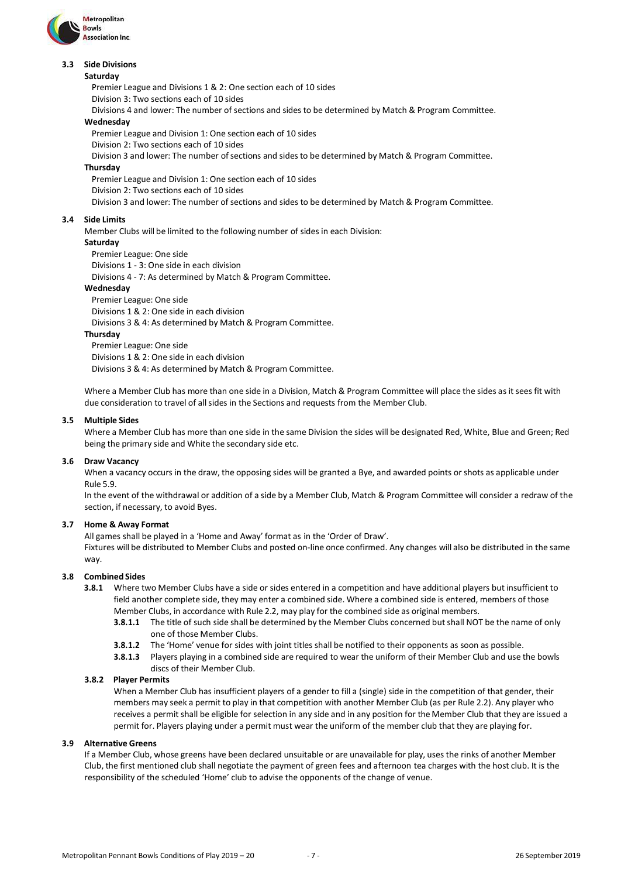### 3.3 Side Divisions

**Saturday**

Premier League and Divisions 1 & 2: One section each of 10 sides

Division 3: Two sections each of 10 sides

Divisions 4 and lower: The number of sections and sides to be determined by Match & Program Committee.

**Wednesday**

Premier League and Division 1: One section each of 10 sides

Division 2: Two sections each of 10 sides

Division 3 and lower: The number of sections and sides to be determined by Match & Program Committee.

**Thursday**

Premier League and Division 1: One section each of 10 sides

Division 2: Two sections each of 10 sides

Division 3 and lower: The number of sections and sides to be determined by Match & Program Committee.

### 3.4 Side Limits

Member Clubs will be limited to the following number of sides in each Division:

**Saturday**

Premier League: One side

Divisions 1 - 3: One side in each division

Divisions 4 - 7: As determined by Match & Program Committee.

**Wednesday**

Premier League: One side

Divisions 1 & 2: One side in each division

Divisions 3 & 4: As determined by Match & Program Committee.

**Thursday**

Premier League: One side

Divisions 1 & 2: One side in each division

Divisions 3 & 4: As determined by Match & Program Committee.

Where a Member Club has more than one side in a Division, Match & Program Committee will place the sides as it sees fit with due consideration to travel of all sides in the Sections and requests from the Member Club.

### 3.5 Multiple Sides

Where a Member Club has more than one side in the same Division the sides will be designated Red, White, Blue and Green; Red being the primary side and White the secondary side etc.

### 3.6 Draw Vacancy

When a vacancy occurs in the draw, the opposing sides will be granted a Bye, and awarded points or shots as applicable under Rule 5.9.

In the event of the withdrawal or addition of a side by a Member Club, Match & Program Committee will consider a redraw of the section, if necessary, to avoid Byes.

### 3.7 Home & Away Format

All games shall be played in a 'Home and Away' format as in the 'Order of Draw'.

Fixtures will be distributed to Member Clubs and posted on-line once confirmed. Any changes will also be distributed in the same way.

### 3.8 Combined Sides

**3.8.1** Where two Member Clubs have a side or sides entered in a competition and have additional players but insufficient to field another complete side, they may enter a combined side. Where a combined side is entered, members of those Member Clubs, in accordance with Rule 2.2, may play for the combined side as original members.

- **3.8.1.1** The title of such side shall be determined by the Member Clubs concerned but shall NOT be the name of only one of those Member Clubs.
- **3.8.1.2** The 'Home' venue for sides with joint titles shall be notified to their opponents as soon as possible.
- **3.8.1.3** Players playing in a combined side are required to wear the uniform of their Member Club and use the bowls discs of their Member Club.

**3.8.2 Player Permits**

When a Member Club has insufficient players of a gender to fill a (single) side in the competition of that gender, their members may seek a permit to play in that competition with another Member Club (as per Rule 2.2). Any player who receives a permit shall be eligible for selection in any side and in any position for the Member Club that they are issued a permit for. Players playing under a permit must wear the uniform of the member club that they are playing for.

### 3.9 Alternative Greens

If a Member Club, whose greens have been declared unsuitable or are unavailable for play, uses the rinks of another Member Club, the first mentioned club shall negotiate the payment of green fees and afternoon tea charges with the host club. It is the responsibility of the scheduled 'Home' club to advise the opponents of the change of venue.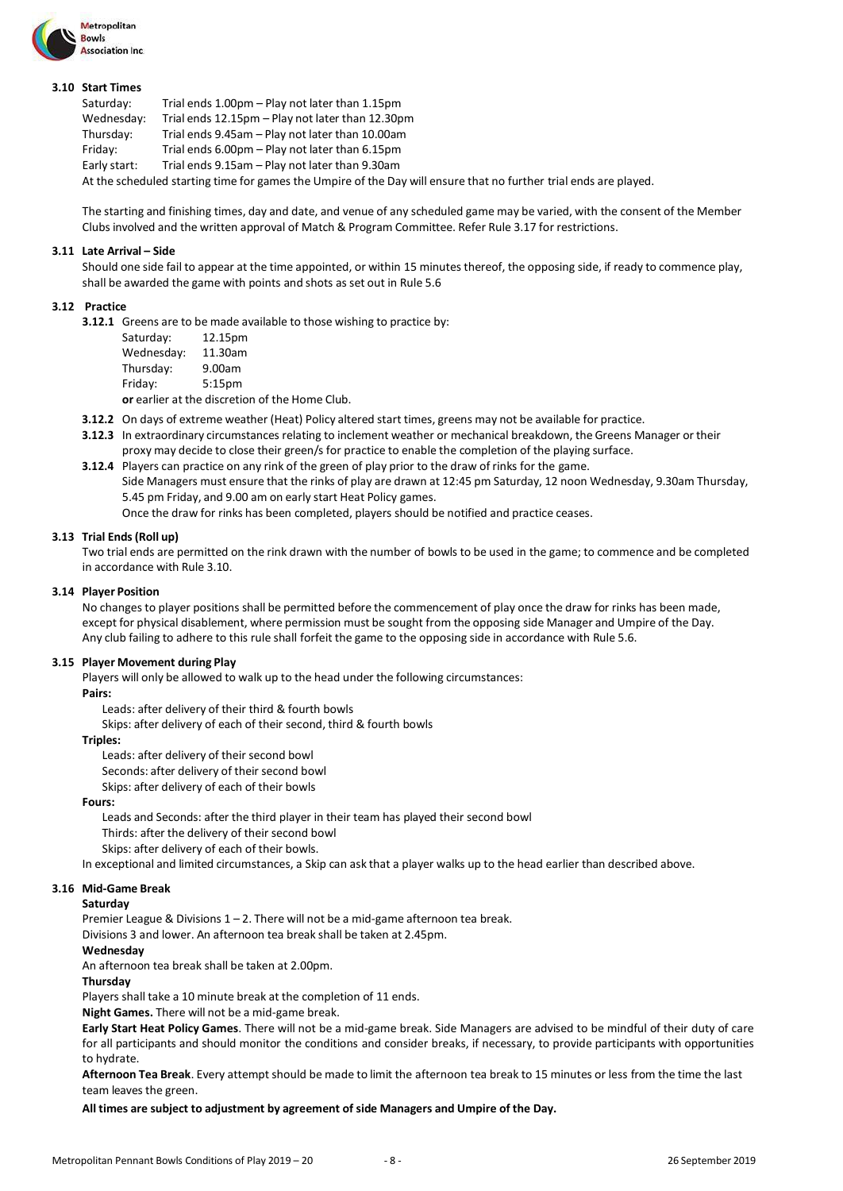### 3.10 Start Times

| | |
|---|---|
| Saturday: | Trial ends 1.00pm – Play not later than 1.15pm |
| Wednesday: | Trial ends 12.15pm – Play not later than 12.30pm |
| Thursday: | Trial ends 9.45am – Play not later than 10.00am |
| Friday: | Trial ends 6.00pm – Play not later than 6.15pm |
| Early start: | Trial ends 9.15am – Play not later than 9.30am |

At the scheduled starting time for games the Umpire of the Day will ensure that no further trial ends are played.

The starting and finishing times, day and date, and venue of any scheduled game may be varied, with the consent of the Member Clubs involved and the written approval of Match & Program Committee. Refer Rule 3.17 for restrictions.

### 3.11 Late Arrival – Side

Should one side fail to appear at the time appointed, or within 15 minutes thereof, the opposing side, if ready to commence play, shall be awarded the game with points and shots as set out in Rule 5.6

### 3.12 Practice

**3.12.1** Greens are to be made available to those wishing to practice by:

| | |
|---|---|
| Saturday: | 12.15pm |
| Wednesday: | 11.30am |
| Thursday: | 9.00am |
| Friday: | 5:15pm |

**or** earlier at the discretion of the Home Club.

**3.12.2** On days of extreme weather (Heat) Policy altered start times, greens may not be available for practice.

**3.12.3** In extraordinary circumstances relating to inclement weather or mechanical breakdown, the Greens Manager or their proxy may decide to close their green/s for practice to enable the completion of the playing surface.

**3.12.4** Players can practice on any rink of the green of play prior to the draw of rinks for the game.
Side Managers must ensure that the rinks of play are drawn at 12:45 pm Saturday, 12 noon Wednesday, 9.30am Thursday, 5.45 pm Friday, and 9.00 am on early start Heat Policy games.
Once the draw for rinks has been completed, players should be notified and practice ceases.

### 3.13 Trial Ends (Roll up)

Two trial ends are permitted on the rink drawn with the number of bowls to be used in the game; to commence and be completed in accordance with Rule 3.10.

### 3.14 Player Position

No changes to player positions shall be permitted before the commencement of play once the draw for rinks has been made, except for physical disablement, where permission must be sought from the opposing side Manager and Umpire of the Day. Any club failing to adhere to this rule shall forfeit the game to the opposing side in accordance with Rule 5.6.

### 3.15 Player Movement during Play

Players will only be allowed to walk up to the head under the following circumstances:

**Pairs:**

- Leads: after delivery of their third & fourth bowls
- Skips: after delivery of each of their second, third & fourth bowls

**Triples:**

- Leads: after delivery of their second bowl
- Seconds: after delivery of their second bowl
- Skips: after delivery of each of their bowls

**Fours:**

- Leads and Seconds: after the third player in their team has played their second bowl
- Thirds: after the delivery of their second bowl
- Skips: after delivery of each of their bowls.

In exceptional and limited circumstances, a Skip can ask that a player walks up to the head earlier than described above.

### 3.16 Mid-Game Break

**Saturday**

Premier League & Divisions 1 – 2. There will not be a mid-game afternoon tea break.

Divisions 3 and lower. An afternoon tea break shall be taken at 2.45pm.

**Wednesday**

An afternoon tea break shall be taken at 2.00pm.

**Thursday**

Players shall take a 10 minute break at the completion of 11 ends.

**Night Games.** There will not be a mid-game break.

**Early Start Heat Policy Games**. There will not be a mid-game break. Side Managers are advised to be mindful of their duty of care for all participants and should monitor the conditions and consider breaks, if necessary, to provide participants with opportunities to hydrate.

**Afternoon Tea Break**. Every attempt should be made to limit the afternoon tea break to 15 minutes or less from the time the last team leaves the green.

**All times are subject to adjustment by agreement of side Managers and Umpire of the Day.**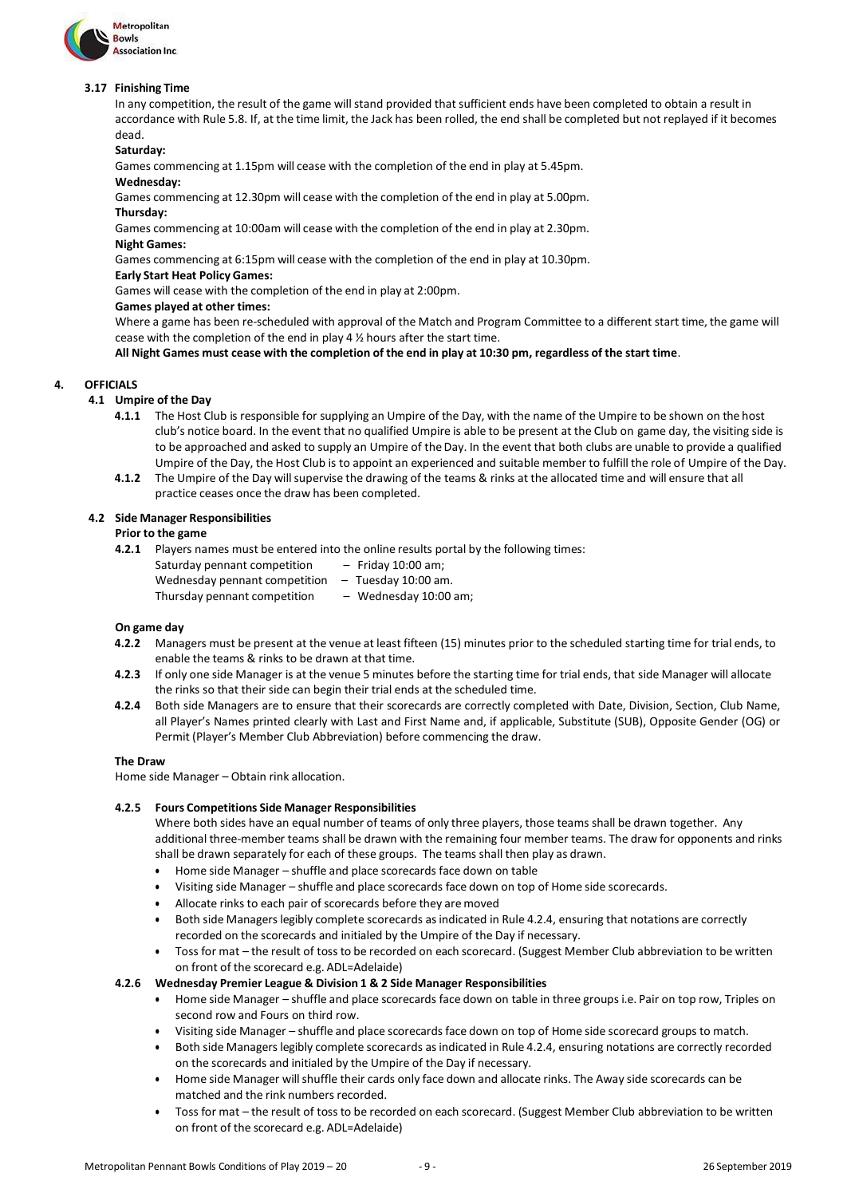### 3.17 Finishing Time

In any competition, the result of the game will stand provided that sufficient ends have been completed to obtain a result in accordance with Rule 5.8. If, at the time limit, the Jack has been rolled, the end shall be completed but not replayed if it becomes dead.

**Saturday:**

Games commencing at 1.15pm will cease with the completion of the end in play at 5.45pm.

**Wednesday:**

Games commencing at 12.30pm will cease with the completion of the end in play at 5.00pm.

**Thursday:**

Games commencing at 10:00am will cease with the completion of the end in play at 2.30pm.

**Night Games:**

Games commencing at 6:15pm will cease with the completion of the end in play at 10.30pm.

**Early Start Heat Policy Games:**

Games will cease with the completion of the end in play at 2:00pm.

**Games played at other times:**

Where a game has been re-scheduled with approval of the Match and Program Committee to a different start time, the game will cease with the completion of the end in play 4 ½ hours after the start time.

**All Night Games must cease with the completion of the end in play at 10:30 pm, regardless of the start time**.

## 4. OFFICIALS

### 4.1 Umpire of the Day

**4.1.1** The Host Club is responsible for supplying an Umpire of the Day, with the name of the Umpire to be shown on the host club's notice board. In the event that no qualified Umpire is able to be present at the Club on game day, the visiting side is to be approached and asked to supply an Umpire of the Day. In the event that both clubs are unable to provide a qualified Umpire of the Day, the Host Club is to appoint an experienced and suitable member to fulfill the role of Umpire of the Day.

**4.1.2** The Umpire of the Day will supervise the drawing of the teams & rinks at the allocated time and will ensure that all practice ceases once the draw has been completed.

### 4.2 Side Manager Responsibilities

**Prior to the game**

**4.2.1** Players names must be entered into the online results portal by the following times:

Saturday pennant competition – Friday 10:00 am;
Wednesday pennant competition – Tuesday 10:00 am.
Thursday pennant competition – Wednesday 10:00 am;

**On game day**

**4.2.2** Managers must be present at the venue at least fifteen (15) minutes prior to the scheduled starting time for trial ends, to enable the teams & rinks to be drawn at that time.

**4.2.3** If only one side Manager is at the venue 5 minutes before the starting time for trial ends, that side Manager will allocate the rinks so that their side can begin their trial ends at the scheduled time.

**4.2.4** Both side Managers are to ensure that their scorecards are correctly completed with Date, Division, Section, Club Name, all Player's Names printed clearly with Last and First Name and, if applicable, Substitute (SUB), Opposite Gender (OG) or Permit (Player's Member Club Abbreviation) before commencing the draw.

**The Draw**

Home side Manager – Obtain rink allocation.

**4.2.5 Fours Competitions Side Manager Responsibilities**

Where both sides have an equal number of teams of only three players, those teams shall be drawn together. Any additional three-member teams shall be drawn with the remaining four member teams. The draw for opponents and rinks shall be drawn separately for each of these groups. The teams shall then play as drawn.

- Home side Manager – shuffle and place scorecards face down on table
- Visiting side Manager – shuffle and place scorecards face down on top of Home side scorecards.
- Allocate rinks to each pair of scorecards before they are moved
- Both side Managers legibly complete scorecards as indicated in Rule 4.2.4, ensuring that notations are correctly recorded on the scorecards and initialed by the Umpire of the Day if necessary.
- Toss for mat – the result of toss to be recorded on each scorecard. (Suggest Member Club abbreviation to be written on front of the scorecard e.g. ADL=Adelaide)

**4.2.6 Wednesday Premier League & Division 1 & 2 Side Manager Responsibilities**

- Home side Manager – shuffle and place scorecards face down on table in three groups i.e. Pair on top row, Triples on second row and Fours on third row.
- Visiting side Manager – shuffle and place scorecards face down on top of Home side scorecard groups to match.
- Both side Managers legibly complete scorecards as indicated in Rule 4.2.4, ensuring notations are correctly recorded on the scorecards and initialed by the Umpire of the Day if necessary.
- Home side Manager will shuffle their cards only face down and allocate rinks. The Away side scorecards can be matched and the rink numbers recorded.
- Toss for mat – the result of toss to be recorded on each scorecard. (Suggest Member Club abbreviation to be written on front of the scorecard e.g. ADL=Adelaide)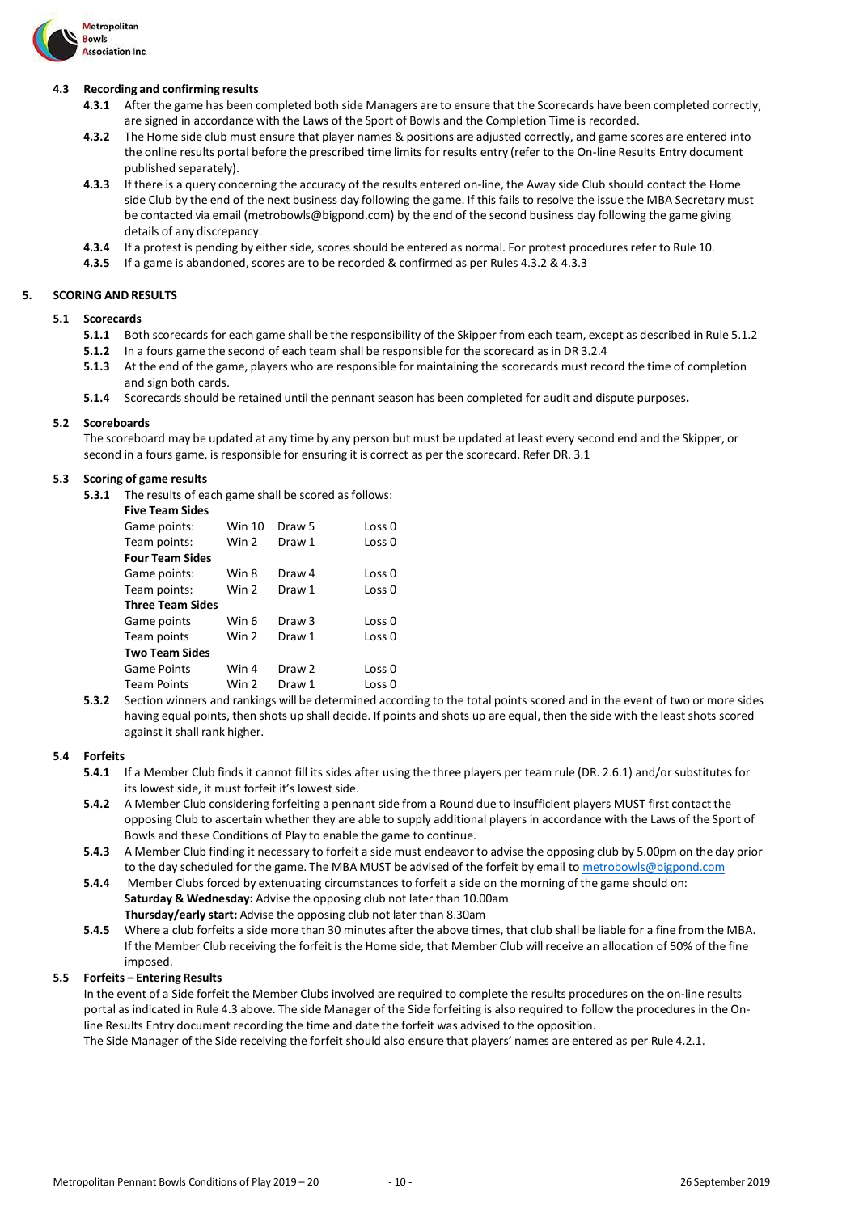### 4.3 Recording and confirming results

**4.3.1** After the game has been completed both side Managers are to ensure that the Scorecards have been completed correctly, are signed in accordance with the Laws of the Sport of Bowls and the Completion Time is recorded.

**4.3.2** The Home side club must ensure that player names & positions are adjusted correctly, and game scores are entered into the online results portal before the prescribed time limits for results entry (refer to the On-line Results Entry document published separately).

**4.3.3** If there is a query concerning the accuracy of the results entered on-line, the Away side Club should contact the Home side Club by the end of the next business day following the game. If this fails to resolve the issue the MBA Secretary must be contacted via email (metrobowls@bigpond.com) by the end of the second business day following the game giving details of any discrepancy.

**4.3.4** If a protest is pending by either side, scores should be entered as normal. For protest procedures refer to Rule 10.

**4.3.5** If a game is abandoned, scores are to be recorded & confirmed as per Rules 4.3.2 & 4.3.3

## 5. SCORING AND RESULTS

### 5.1 Scorecards

**5.1.1** Both scorecards for each game shall be the responsibility of the Skipper from each team, except as described in Rule 5.1.2

**5.1.2** In a fours game the second of each team shall be responsible for the scorecard as in DR 3.2.4

**5.1.3** At the end of the game, players who are responsible for maintaining the scorecards must record the time of completion and sign both cards.

**5.1.4** Scorecards should be retained until the pennant season has been completed for audit and dispute purposes**.**

### 5.2 Scoreboards

The scoreboard may be updated at any time by any person but must be updated at least every second end and the Skipper, or second in a fours game, is responsible for ensuring it is correct as per the scorecard. Refer DR. 3.1

### 5.3 Scoring of game results

**5.3.1** The results of each game shall be scored as follows:

| **Five Team Sides** | | | |
|---|---|---|---|
| Game points: | Win 10 | Draw 5 | Loss 0 |
| Team points: | Win 2 | Draw 1 | Loss 0 |
| **Four Team Sides** | | | |
| Game points: | Win 8 | Draw 4 | Loss 0 |
| Team points: | Win 2 | Draw 1 | Loss 0 |
| **Three Team Sides** | | | |
| Game points | Win 6 | Draw 3 | Loss 0 |
| Team points | Win 2 | Draw 1 | Loss 0 |
| **Two Team Sides** | | | |
| Game Points | Win 4 | Draw 2 | Loss 0 |
| Team Points | Win 2 | Draw 1 | Loss 0 |

**5.3.2** Section winners and rankings will be determined according to the total points scored and in the event of two or more sides having equal points, then shots up shall decide. If points and shots up are equal, then the side with the least shots scored against it shall rank higher.

### 5.4 Forfeits

**5.4.1** If a Member Club finds it cannot fill its sides after using the three players per team rule (DR. 2.6.1) and/or substitutes for its lowest side, it must forfeit it's lowest side.

**5.4.2** A Member Club considering forfeiting a pennant side from a Round due to insufficient players MUST first contact the opposing Club to ascertain whether they are able to supply additional players in accordance with the Laws of the Sport of Bowls and these Conditions of Play to enable the game to continue.

**5.4.3** A Member Club finding it necessary to forfeit a side must endeavor to advise the opposing club by 5.00pm on the day prior to the day scheduled for the game. The MBA MUST be advised of the forfeit by email to metrobowls@bigpond.com

**5.4.4** Member Clubs forced by extenuating circumstances to forfeit a side on the morning of the game should on:
**Saturday & Wednesday:** Advise the opposing club not later than 10.00am
**Thursday/early start:** Advise the opposing club not later than 8.30am

**5.4.5** Where a club forfeits a side more than 30 minutes after the above times, that club shall be liable for a fine from the MBA. If the Member Club receiving the forfeit is the Home side, that Member Club will receive an allocation of 50% of the fine imposed.

### 5.5 Forfeits – Entering Results

In the event of a Side forfeit the Member Clubs involved are required to complete the results procedures on the on-line results portal as indicated in Rule 4.3 above. The side Manager of the Side forfeiting is also required to follow the procedures in the On-line Results Entry document recording the time and date the forfeit was advised to the opposition.

The Side Manager of the Side receiving the forfeit should also ensure that players' names are entered as per Rule 4.2.1.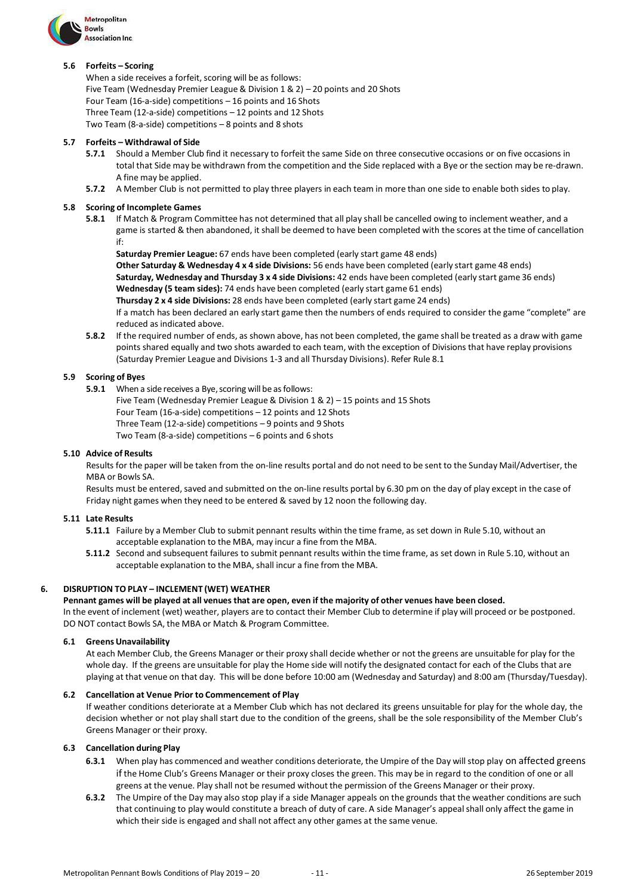### 5.6 Forfeits – Scoring

When a side receives a forfeit, scoring will be as follows:
Five Team (Wednesday Premier League & Division 1 & 2) – 20 points and 20 Shots
Four Team (16-a-side) competitions – 16 points and 16 Shots
Three Team (12-a-side) competitions – 12 points and 12 Shots
Two Team (8-a-side) competitions – 8 points and 8 shots

### 5.7 Forfeits – Withdrawal of Side

**5.7.1** Should a Member Club find it necessary to forfeit the same Side on three consecutive occasions or on five occasions in total that Side may be withdrawn from the competition and the Side replaced with a Bye or the section may be re-drawn. A fine may be applied.

**5.7.2** A Member Club is not permitted to play three players in each team in more than one side to enable both sides to play.

### 5.8 Scoring of Incomplete Games

**5.8.1** If Match & Program Committee has not determined that all play shall be cancelled owing to inclement weather, and a game is started & then abandoned, it shall be deemed to have been completed with the scores at the time of cancellation if:

**Saturday Premier League:** 67 ends have been completed (early start game 48 ends)
**Other Saturday & Wednesday 4 x 4 side Divisions:** 56 ends have been completed (early start game 48 ends)
**Saturday, Wednesday and Thursday 3 x 4 side Divisions:** 42 ends have been completed (early start game 36 ends)
**Wednesday (5 team sides):** 74 ends have been completed (early start game 61 ends)
**Thursday 2 x 4 side Divisions:** 28 ends have been completed (early start game 24 ends)
If a match has been declared an early start game then the numbers of ends required to consider the game "complete" are reduced as indicated above.

**5.8.2** If the required number of ends, as shown above, has not been completed, the game shall be treated as a draw with game points shared equally and two shots awarded to each team, with the exception of Divisions that have replay provisions (Saturday Premier League and Divisions 1-3 and all Thursday Divisions). Refer Rule 8.1

### 5.9 Scoring of Byes

**5.9.1** When a side receives a Bye, scoring will be as follows:
Five Team (Wednesday Premier League & Division 1 & 2) – 15 points and 15 Shots
Four Team (16-a-side) competitions – 12 points and 12 Shots
Three Team (12-a-side) competitions – 9 points and 9 Shots
Two Team (8-a-side) competitions – 6 points and 6 shots

### 5.10 Advice of Results

Results for the paper will be taken from the on-line results portal and do not need to be sent to the Sunday Mail/Advertiser, the MBA or Bowls SA.

Results must be entered, saved and submitted on the on-line results portal by 6.30 pm on the day of play except in the case of Friday night games when they need to be entered & saved by 12 noon the following day.

### 5.11 Late Results

**5.11.1** Failure by a Member Club to submit pennant results within the time frame, as set down in Rule 5.10, without an acceptable explanation to the MBA, may incur a fine from the MBA.

**5.11.2** Second and subsequent failures to submit pennant results within the time frame, as set down in Rule 5.10, without an acceptable explanation to the MBA, shall incur a fine from the MBA.

## 6. DISRUPTION TO PLAY – INCLEMENT (WET) WEATHER

**Pennant games will be played at all venues that are open, even if the majority of other venues have been closed.**

In the event of inclement (wet) weather, players are to contact their Member Club to determine if play will proceed or be postponed. DO NOT contact Bowls SA, the MBA or Match & Program Committee.

### 6.1 Greens Unavailability

At each Member Club, the Greens Manager or their proxy shall decide whether or not the greens are unsuitable for play for the whole day. If the greens are unsuitable for play the Home side will notify the designated contact for each of the Clubs that are playing at that venue on that day. This will be done before 10:00 am (Wednesday and Saturday) and 8:00 am (Thursday/Tuesday).

### 6.2 Cancellation at Venue Prior to Commencement of Play

If weather conditions deteriorate at a Member Club which has not declared its greens unsuitable for play for the whole day, the decision whether or not play shall start due to the condition of the greens, shall be the sole responsibility of the Member Club's Greens Manager or their proxy.

### 6.3 Cancellation during Play

**6.3.1** When play has commenced and weather conditions deteriorate, the Umpire of the Day will stop play on affected greens if the Home Club's Greens Manager or their proxy closes the green. This may be in regard to the condition of one or all greens at the venue. Play shall not be resumed without the permission of the Greens Manager or their proxy.

**6.3.2** The Umpire of the Day may also stop play if a side Manager appeals on the grounds that the weather conditions are such that continuing to play would constitute a breach of duty of care. A side Manager's appeal shall only affect the game in which their side is engaged and shall not affect any other games at the same venue.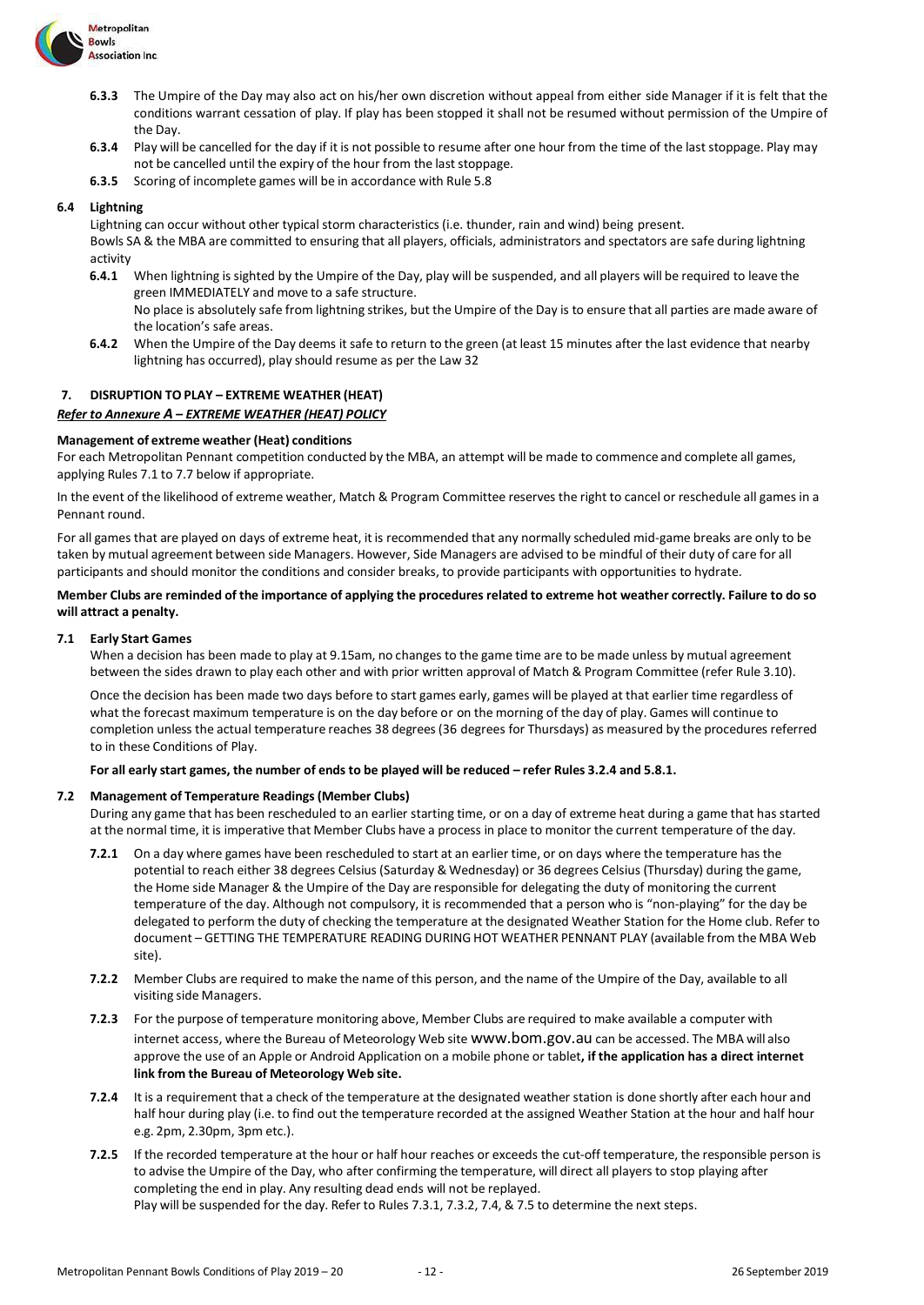**6.3.3** The Umpire of the Day may also act on his/her own discretion without appeal from either side Manager if it is felt that the conditions warrant cessation of play. If play has been stopped it shall not be resumed without permission of the Umpire of the Day.

**6.3.4** Play will be cancelled for the day if it is not possible to resume after one hour from the time of the last stoppage. Play may not be cancelled until the expiry of the hour from the last stoppage.

**6.3.5** Scoring of incomplete games will be in accordance with Rule 5.8

**6.4 Lightning**

Lightning can occur without other typical storm characteristics (i.e. thunder, rain and wind) being present.

Bowls SA & the MBA are committed to ensuring that all players, officials, administrators and spectators are safe during lightning activity

**6.4.1** When lightning is sighted by the Umpire of the Day, play will be suspended, and all players will be required to leave the green IMMEDIATELY and move to a safe structure.

No place is absolutely safe from lightning strikes, but the Umpire of the Day is to ensure that all parties are made aware of the location's safe areas.

**6.4.2** When the Umpire of the Day deems it safe to return to the green (at least 15 minutes after the last evidence that nearby lightning has occurred), play should resume as per the Law 32

## 7. DISRUPTION TO PLAY – EXTREME WEATHER (HEAT)

***Refer to Annexure A – EXTREME WEATHER (HEAT) POLICY***

**Management of extreme weather (Heat) conditions**

For each Metropolitan Pennant competition conducted by the MBA, an attempt will be made to commence and complete all games, applying Rules 7.1 to 7.7 below if appropriate.

In the event of the likelihood of extreme weather, Match & Program Committee reserves the right to cancel or reschedule all games in a Pennant round.

For all games that are played on days of extreme heat, it is recommended that any normally scheduled mid-game breaks are only to be taken by mutual agreement between side Managers. However, Side Managers are advised to be mindful of their duty of care for all participants and should monitor the conditions and consider breaks, to provide participants with opportunities to hydrate.

**Member Clubs are reminded of the importance of applying the procedures related to extreme hot weather correctly. Failure to do so will attract a penalty.**

**7.1 Early Start Games**

When a decision has been made to play at 9.15am, no changes to the game time are to be made unless by mutual agreement between the sides drawn to play each other and with prior written approval of Match & Program Committee (refer Rule 3.10).

Once the decision has been made two days before to start games early, games will be played at that earlier time regardless of what the forecast maximum temperature is on the day before or on the morning of the day of play. Games will continue to completion unless the actual temperature reaches 38 degrees (36 degrees for Thursdays) as measured by the procedures referred to in these Conditions of Play.

**For all early start games, the number of ends to be played will be reduced – refer Rules 3.2.4 and 5.8.1.**

**7.2 Management of Temperature Readings (Member Clubs)**

During any game that has been rescheduled to an earlier starting time, or on a day of extreme heat during a game that has started at the normal time, it is imperative that Member Clubs have a process in place to monitor the current temperature of the day.

**7.2.1** On a day where games have been rescheduled to start at an earlier time, or on days where the temperature has the potential to reach either 38 degrees Celsius (Saturday & Wednesday) or 36 degrees Celsius (Thursday) during the game, the Home side Manager & the Umpire of the Day are responsible for delegating the duty of monitoring the current temperature of the day. Although not compulsory, it is recommended that a person who is "non-playing" for the day be delegated to perform the duty of checking the temperature at the designated Weather Station for the Home club. Refer to document – GETTING THE TEMPERATURE READING DURING HOT WEATHER PENNANT PLAY (available from the MBA Web site).

**7.2.2** Member Clubs are required to make the name of this person, and the name of the Umpire of the Day, available to all visiting side Managers.

**7.2.3** For the purpose of temperature monitoring above, Member Clubs are required to make available a computer with internet access, where the Bureau of Meteorology Web site www.bom.gov.au can be accessed. The MBA will also approve the use of an Apple or Android Application on a mobile phone or tablet**, if the application has a direct internet link from the Bureau of Meteorology Web site.**

**7.2.4** It is a requirement that a check of the temperature at the designated weather station is done shortly after each hour and half hour during play (i.e. to find out the temperature recorded at the assigned Weather Station at the hour and half hour e.g. 2pm, 2.30pm, 3pm etc.).

**7.2.5** If the recorded temperature at the hour or half hour reaches or exceeds the cut-off temperature, the responsible person is to advise the Umpire of the Day, who after confirming the temperature, will direct all players to stop playing after completing the end in play. Any resulting dead ends will not be replayed.

Play will be suspended for the day. Refer to Rules 7.3.1, 7.3.2, 7.4, & 7.5 to determine the next steps.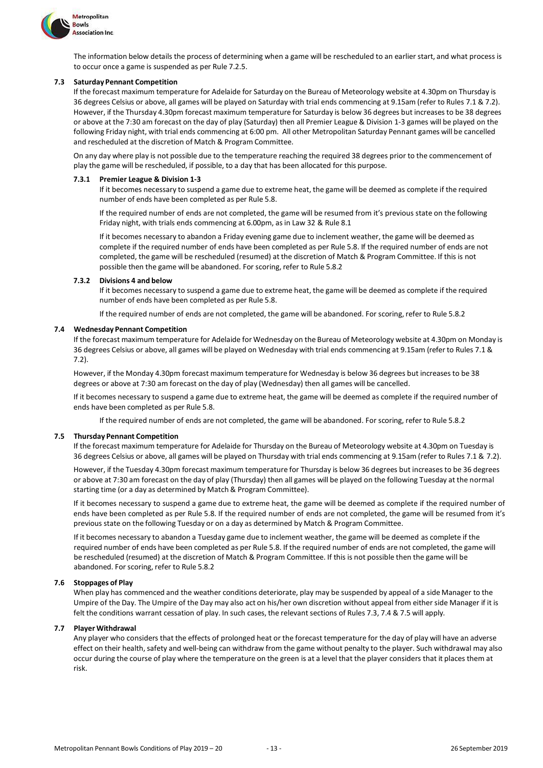The information below details the process of determining when a game will be rescheduled to an earlier start, and what process is to occur once a game is suspended as per Rule 7.2.5.

### 7.3 Saturday Pennant Competition

If the forecast maximum temperature for Adelaide for Saturday on the Bureau of Meteorology website at 4.30pm on Thursday is 36 degrees Celsius or above, all games will be played on Saturday with trial ends commencing at 9.15am (refer to Rules 7.1 & 7.2). However, if the Thursday 4.30pm forecast maximum temperature for Saturday is below 36 degrees but increases to be 38 degrees or above at the 7:30 am forecast on the day of play (Saturday) then all Premier League & Division 1-3 games will be played on the following Friday night, with trial ends commencing at 6:00 pm. All other Metropolitan Saturday Pennant games will be cancelled and rescheduled at the discretion of Match & Program Committee.

On any day where play is not possible due to the temperature reaching the required 38 degrees prior to the commencement of play the game will be rescheduled, if possible, to a day that has been allocated for this purpose.

#### 7.3.1 Premier League & Division 1-3

If it becomes necessary to suspend a game due to extreme heat, the game will be deemed as complete if the required number of ends have been completed as per Rule 5.8.

If the required number of ends are not completed, the game will be resumed from it's previous state on the following Friday night, with trials ends commencing at 6.00pm, as in Law 32 & Rule 8.1

If it becomes necessary to abandon a Friday evening game due to inclement weather, the game will be deemed as complete if the required number of ends have been completed as per Rule 5.8. If the required number of ends are not completed, the game will be rescheduled (resumed) at the discretion of Match & Program Committee. If this is not possible then the game will be abandoned. For scoring, refer to Rule 5.8.2

#### 7.3.2 Divisions 4 and below

If it becomes necessary to suspend a game due to extreme heat, the game will be deemed as complete if the required number of ends have been completed as per Rule 5.8.

If the required number of ends are not completed, the game will be abandoned. For scoring, refer to Rule 5.8.2

### 7.4 Wednesday Pennant Competition

If the forecast maximum temperature for Adelaide for Wednesday on the Bureau of Meteorology website at 4.30pm on Monday is 36 degrees Celsius or above, all games will be played on Wednesday with trial ends commencing at 9.15am (refer to Rules 7.1 & 7.2).

However, if the Monday 4.30pm forecast maximum temperature for Wednesday is below 36 degrees but increases to be 38 degrees or above at 7:30 am forecast on the day of play (Wednesday) then all games will be cancelled.

If it becomes necessary to suspend a game due to extreme heat, the game will be deemed as complete if the required number of ends have been completed as per Rule 5.8.

If the required number of ends are not completed, the game will be abandoned. For scoring, refer to Rule 5.8.2

### 7.5 Thursday Pennant Competition

If the forecast maximum temperature for Adelaide for Thursday on the Bureau of Meteorology website at 4.30pm on Tuesday is 36 degrees Celsius or above, all games will be played on Thursday with trial ends commencing at 9.15am (refer to Rules 7.1 & 7.2).

However, if the Tuesday 4.30pm forecast maximum temperature for Thursday is below 36 degrees but increases to be 36 degrees or above at 7:30 am forecast on the day of play (Thursday) then all games will be played on the following Tuesday at the normal starting time (or a day as determined by Match & Program Committee).

If it becomes necessary to suspend a game due to extreme heat, the game will be deemed as complete if the required number of ends have been completed as per Rule 5.8. If the required number of ends are not completed, the game will be resumed from it's previous state on the following Tuesday or on a day as determined by Match & Program Committee.

If it becomes necessary to abandon a Tuesday game due to inclement weather, the game will be deemed as complete if the required number of ends have been completed as per Rule 5.8. If the required number of ends are not completed, the game will be rescheduled (resumed) at the discretion of Match & Program Committee. If this is not possible then the game will be abandoned. For scoring, refer to Rule 5.8.2

### 7.6 Stoppages of Play

When play has commenced and the weather conditions deteriorate, play may be suspended by appeal of a side Manager to the Umpire of the Day. The Umpire of the Day may also act on his/her own discretion without appeal from either side Manager if it is felt the conditions warrant cessation of play. In such cases, the relevant sections of Rules 7.3, 7.4 & 7.5 will apply.

### 7.7 Player Withdrawal

Any player who considers that the effects of prolonged heat or the forecast temperature for the day of play will have an adverse effect on their health, safety and well-being can withdraw from the game without penalty to the player. Such withdrawal may also occur during the course of play where the temperature on the green is at a level that the player considers that it places them at risk.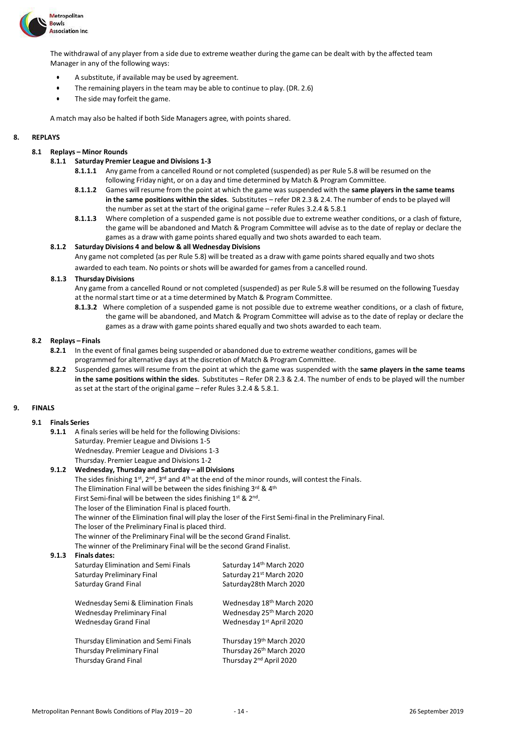The withdrawal of any player from a side due to extreme weather during the game can be dealt with by the affected team Manager in any of the following ways:

- A substitute, if available may be used by agreement.
- The remaining players in the team may be able to continue to play. (DR. 2.6)
- The side may forfeit the game.

A match may also be halted if both Side Managers agree, with points shared.

## 8. REPLAYS

### 8.1 Replays – Minor Rounds

#### 8.1.1 Saturday Premier League and Divisions 1-3

**8.1.1.1** Any game from a cancelled Round or not completed (suspended) as per Rule 5.8 will be resumed on the following Friday night, or on a day and time determined by Match & Program Committee.

**8.1.1.2** Games will resume from the point at which the game was suspended with the **same players in the same teams in the same positions within the sides**. Substitutes – refer DR 2.3 & 2.4. The number of ends to be played will the number as set at the start of the original game – refer Rules 3.2.4 & 5.8.1

**8.1.1.3** Where completion of a suspended game is not possible due to extreme weather conditions, or a clash of fixture, the game will be abandoned and Match & Program Committee will advise as to the date of replay or declare the games as a draw with game points shared equally and two shots awarded to each team.

#### 8.1.2 Saturday Divisions 4 and below & all Wednesday Divisions

Any game not completed (as per Rule 5.8) will be treated as a draw with game points shared equally and two shots awarded to each team. No points or shots will be awarded for games from a cancelled round.

#### 8.1.3 Thursday Divisions

Any game from a cancelled Round or not completed (suspended) as per Rule 5.8 will be resumed on the following Tuesday at the normal start time or at a time determined by Match & Program Committee.

**8.1.3.2** Where completion of a suspended game is not possible due to extreme weather conditions, or a clash of fixture, the game will be abandoned, and Match & Program Committee will advise as to the date of replay or declare the games as a draw with game points shared equally and two shots awarded to each team.

### 8.2 Replays – Finals

**8.2.1** In the event of final games being suspended or abandoned due to extreme weather conditions, games will be programmed for alternative days at the discretion of Match & Program Committee.

**8.2.2** Suspended games will resume from the point at which the game was suspended with the **same players in the same teams in the same positions within the sides**. Substitutes – Refer DR 2.3 & 2.4. The number of ends to be played will the number as set at the start of the original game – refer Rules 3.2.4 & 5.8.1.

## 9. FINALS

### 9.1 Finals Series

**9.1.1** A finals series will be held for the following Divisions:
Saturday. Premier League and Divisions 1-5
Wednesday. Premier League and Divisions 1-3
Thursday. Premier League and Divisions 1-2

#### 9.1.2 Wednesday, Thursday and Saturday – all Divisions

The sides finishing 1st, 2nd, 3rd and 4th at the end of the minor rounds, will contest the Finals.
The Elimination Final will be between the sides finishing 3rd & 4th
First Semi-final will be between the sides finishing 1st & 2nd.
The loser of the Elimination Final is placed fourth.
The winner of the Elimination final will play the loser of the First Semi-final in the Preliminary Final.
The loser of the Preliminary Final is placed third.
The winner of the Preliminary Final will be the second Grand Finalist.
The winner of the Preliminary Final will be the second Grand Finalist.

#### 9.1.3 Finals dates:

| | |
|---|---|
| Saturday Elimination and Semi Finals | Saturday 14th March 2020 |
| Saturday Preliminary Final | Saturday 21st March 2020 |
| Saturday Grand Final | Saturday28th March 2020 |
| Wednesday Semi & Elimination Finals | Wednesday 18th March 2020 |
| Wednesday Preliminary Final | Wednesday 25th March 2020 |
| Wednesday Grand Final | Wednesday 1st April 2020 |
| Thursday Elimination and Semi Finals | Thursday 19th March 2020 |
| Thursday Preliminary Final | Thursday 26th March 2020 |
| Thursday Grand Final | Thursday 2nd April 2020 |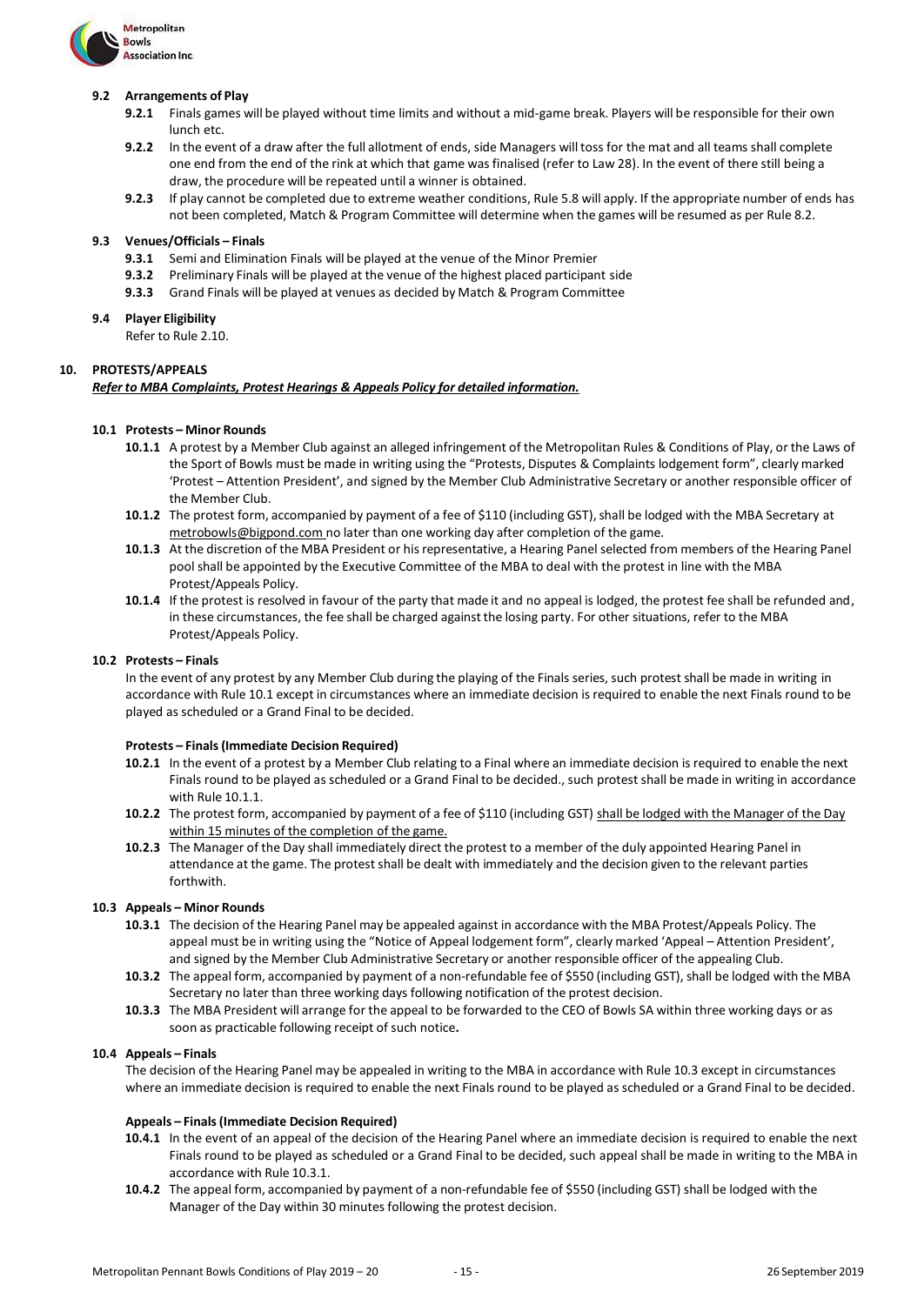### 9.2 Arrangements of Play

- **9.2.1** Finals games will be played without time limits and without a mid-game break. Players will be responsible for their own lunch etc.
- **9.2.2** In the event of a draw after the full allotment of ends, side Managers will toss for the mat and all teams shall complete one end from the end of the rink at which that game was finalised (refer to Law 28). In the event of there still being a draw, the procedure will be repeated until a winner is obtained.
- **9.2.3** If play cannot be completed due to extreme weather conditions, Rule 5.8 will apply. If the appropriate number of ends has not been completed, Match & Program Committee will determine when the games will be resumed as per Rule 8.2.

### 9.3 Venues/Officials – Finals

- **9.3.1** Semi and Elimination Finals will be played at the venue of the Minor Premier
- **9.3.2** Preliminary Finals will be played at the venue of the highest placed participant side
- **9.3.3** Grand Finals will be played at venues as decided by Match & Program Committee

### 9.4 Player Eligibility

Refer to Rule 2.10.

## 10. PROTESTS/APPEALS

***Refer to MBA Complaints, Protest Hearings & Appeals Policy for detailed information.***

### 10.1 Protests – Minor Rounds

- **10.1.1** A protest by a Member Club against an alleged infringement of the Metropolitan Rules & Conditions of Play, or the Laws of the Sport of Bowls must be made in writing using the "Protests, Disputes & Complaints lodgement form", clearly marked 'Protest – Attention President', and signed by the Member Club Administrative Secretary or another responsible officer of the Member Club.
- **10.1.2** The protest form, accompanied by payment of a fee of $110 (including GST), shall be lodged with the MBA Secretary at metrobowls@bigpond.com no later than one working day after completion of the game.
- **10.1.3** At the discretion of the MBA President or his representative, a Hearing Panel selected from members of the Hearing Panel pool shall be appointed by the Executive Committee of the MBA to deal with the protest in line with the MBA Protest/Appeals Policy.
- **10.1.4** If the protest is resolved in favour of the party that made it and no appeal is lodged, the protest fee shall be refunded and, in these circumstances, the fee shall be charged against the losing party. For other situations, refer to the MBA Protest/Appeals Policy.

### 10.2 Protests – Finals

In the event of any protest by any Member Club during the playing of the Finals series, such protest shall be made in writing in accordance with Rule 10.1 except in circumstances where an immediate decision is required to enable the next Finals round to be played as scheduled or a Grand Final to be decided.

**Protests – Finals (Immediate Decision Required)**

- **10.2.1** In the event of a protest by a Member Club relating to a Final where an immediate decision is required to enable the next Finals round to be played as scheduled or a Grand Final to be decided., such protest shall be made in writing in accordance with Rule 10.1.1.
- **10.2.2** The protest form, accompanied by payment of a fee of $110 (including GST) shall be lodged with the Manager of the Day within 15 minutes of the completion of the game.
- **10.2.3** The Manager of the Day shall immediately direct the protest to a member of the duly appointed Hearing Panel in attendance at the game. The protest shall be dealt with immediately and the decision given to the relevant parties forthwith.

### 10.3 Appeals – Minor Rounds

- **10.3.1** The decision of the Hearing Panel may be appealed against in accordance with the MBA Protest/Appeals Policy. The appeal must be in writing using the "Notice of Appeal lodgement form", clearly marked 'Appeal – Attention President', and signed by the Member Club Administrative Secretary or another responsible officer of the appealing Club.
- **10.3.2** The appeal form, accompanied by payment of a non-refundable fee of $550 (including GST), shall be lodged with the MBA Secretary no later than three working days following notification of the protest decision.
- **10.3.3** The MBA President will arrange for the appeal to be forwarded to the CEO of Bowls SA within three working days or as soon as practicable following receipt of such notice**.**

### 10.4 Appeals – Finals

The decision of the Hearing Panel may be appealed in writing to the MBA in accordance with Rule 10.3 except in circumstances where an immediate decision is required to enable the next Finals round to be played as scheduled or a Grand Final to be decided.

**Appeals – Finals (Immediate Decision Required)**

- **10.4.1** In the event of an appeal of the decision of the Hearing Panel where an immediate decision is required to enable the next Finals round to be played as scheduled or a Grand Final to be decided, such appeal shall be made in writing to the MBA in accordance with Rule 10.3.1.
- **10.4.2** The appeal form, accompanied by payment of a non-refundable fee of $550 (including GST) shall be lodged with the Manager of the Day within 30 minutes following the protest decision.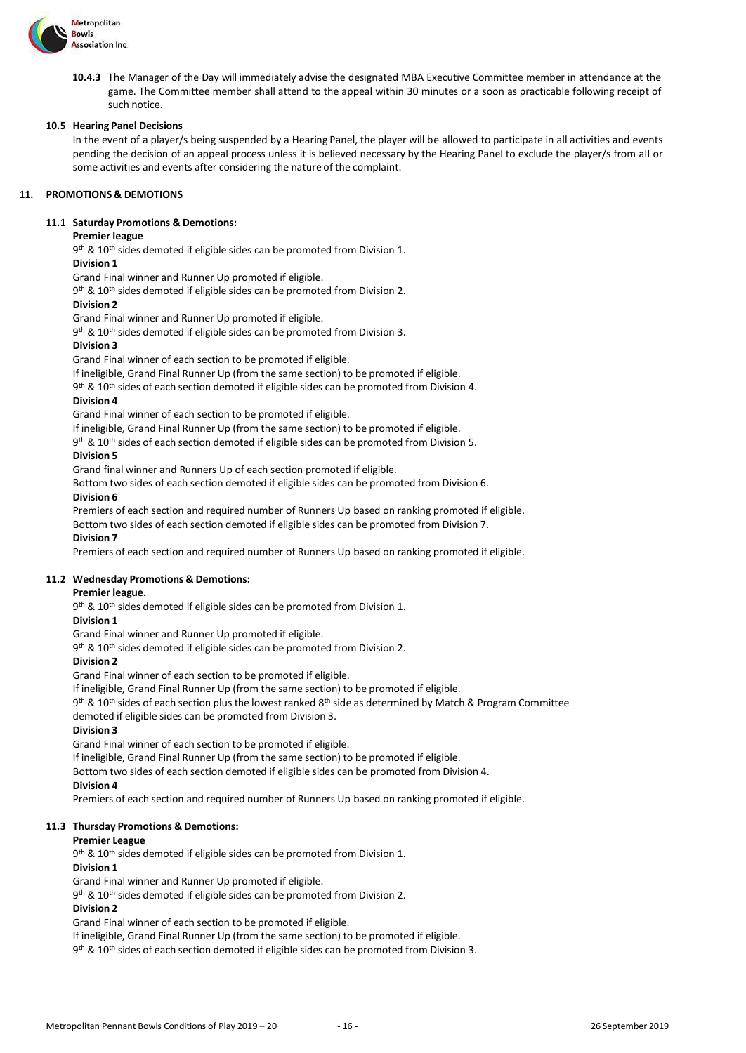**10.4.3** The Manager of the Day will immediately advise the designated MBA Executive Committee member in attendance at the game. The Committee member shall attend to the appeal within 30 minutes or a soon as practicable following receipt of such notice.

### 10.5 Hearing Panel Decisions

In the event of a player/s being suspended by a Hearing Panel, the player will be allowed to participate in all activities and events pending the decision of an appeal process unless it is believed necessary by the Hearing Panel to exclude the player/s from all or some activities and events after considering the nature of the complaint.

## 11. PROMOTIONS & DEMOTIONS

### 11.1 Saturday Promotions & Demotions:

**Premier league**
9th & 10th sides demoted if eligible sides can be promoted from Division 1.

**Division 1**
Grand Final winner and Runner Up promoted if eligible.
9th & 10th sides demoted if eligible sides can be promoted from Division 2.

**Division 2**
Grand Final winner and Runner Up promoted if eligible.
9th & 10th sides demoted if eligible sides can be promoted from Division 3.

**Division 3**
Grand Final winner of each section to be promoted if eligible.
If ineligible, Grand Final Runner Up (from the same section) to be promoted if eligible.
9th & 10th sides of each section demoted if eligible sides can be promoted from Division 4.

**Division 4**
Grand Final winner of each section to be promoted if eligible.
If ineligible, Grand Final Runner Up (from the same section) to be promoted if eligible.
9th & 10th sides of each section demoted if eligible sides can be promoted from Division 5.

**Division 5**
Grand final winner and Runners Up of each section promoted if eligible.
Bottom two sides of each section demoted if eligible sides can be promoted from Division 6.

**Division 6**
Premiers of each section and required number of Runners Up based on ranking promoted if eligible.
Bottom two sides of each section demoted if eligible sides can be promoted from Division 7.

**Division 7**
Premiers of each section and required number of Runners Up based on ranking promoted if eligible.

### 11.2 Wednesday Promotions & Demotions:

**Premier league.**
9th & 10th sides demoted if eligible sides can be promoted from Division 1.

**Division 1**
Grand Final winner and Runner Up promoted if eligible.
9th & 10th sides demoted if eligible sides can be promoted from Division 2.

**Division 2**
Grand Final winner of each section to be promoted if eligible.
If ineligible, Grand Final Runner Up (from the same section) to be promoted if eligible.
9th & 10th sides of each section plus the lowest ranked 8th side as determined by Match & Program Committee demoted if eligible sides can be promoted from Division 3.

**Division 3**
Grand Final winner of each section to be promoted if eligible.
If ineligible, Grand Final Runner Up (from the same section) to be promoted if eligible.
Bottom two sides of each section demoted if eligible sides can be promoted from Division 4.

**Division 4**
Premiers of each section and required number of Runners Up based on ranking promoted if eligible.

### 11.3 Thursday Promotions & Demotions:

**Premier League**
9th & 10th sides demoted if eligible sides can be promoted from Division 1.

**Division 1**
Grand Final winner and Runner Up promoted if eligible.
9th & 10th sides demoted if eligible sides can be promoted from Division 2.

**Division 2**
Grand Final winner of each section to be promoted if eligible.
If ineligible, Grand Final Runner Up (from the same section) to be promoted if eligible.
9th & 10th sides of each section demoted if eligible sides can be promoted from Division 3.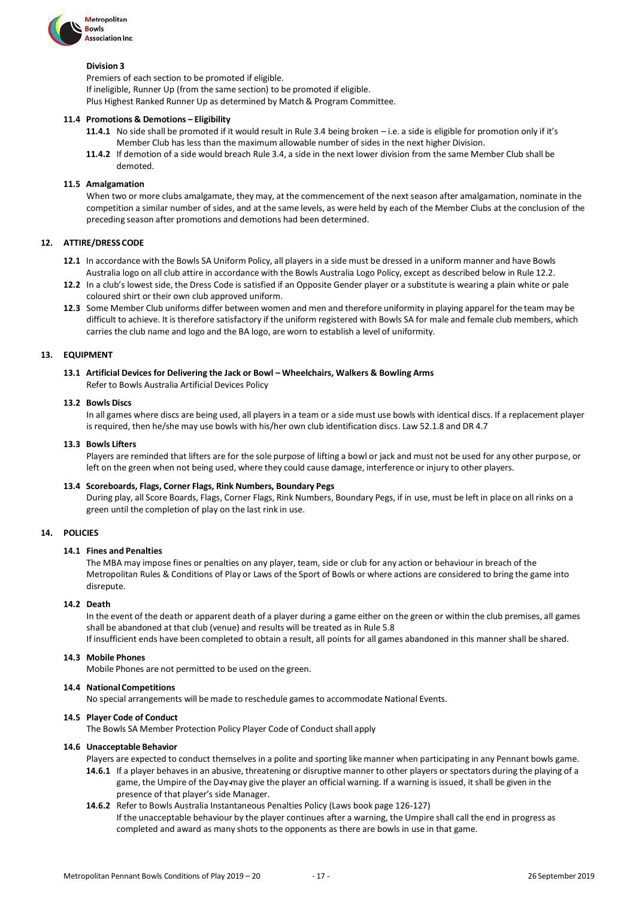**Division 3**

Premiers of each section to be promoted if eligible.
If ineligible, Runner Up (from the same section) to be promoted if eligible.
Plus Highest Ranked Runner Up as determined by Match & Program Committee.

**11.4 Promotions & Demotions – Eligibility**

**11.4.1** No side shall be promoted if it would result in Rule 3.4 being broken – i.e. a side is eligible for promotion only if it's Member Club has less than the maximum allowable number of sides in the next higher Division.

**11.4.2** If demotion of a side would breach Rule 3.4, a side in the next lower division from the same Member Club shall be demoted.

**11.5 Amalgamation**

When two or more clubs amalgamate, they may, at the commencement of the next season after amalgamation, nominate in the competition a similar number of sides, and at the same levels, as were held by each of the Member Clubs at the conclusion of the preceding season after promotions and demotions had been determined.

## 12. ATTIRE/DRESS CODE

**12.1** In accordance with the Bowls SA Uniform Policy, all players in a side must be dressed in a uniform manner and have Bowls Australia logo on all club attire in accordance with the Bowls Australia Logo Policy, except as described below in Rule 12.2.

**12.2** In a club's lowest side, the Dress Code is satisfied if an Opposite Gender player or a substitute is wearing a plain white or pale coloured shirt or their own club approved uniform.

**12.3** Some Member Club uniforms differ between women and men and therefore uniformity in playing apparel for the team may be difficult to achieve. It is therefore satisfactory if the uniform registered with Bowls SA for male and female club members, which carries the club name and logo and the BA logo, are worn to establish a level of uniformity.

## 13. EQUIPMENT

**13.1 Artificial Devices for Delivering the Jack or Bowl – Wheelchairs, Walkers & Bowling Arms**

Refer to Bowls Australia Artificial Devices Policy

**13.2 Bowls Discs**

In all games where discs are being used, all players in a team or a side must use bowls with identical discs. If a replacement player is required, then he/she may use bowls with his/her own club identification discs. Law 52.1.8 and DR 4.7

**13.3 Bowls Lifters**

Players are reminded that lifters are for the sole purpose of lifting a bowl or jack and must not be used for any other purpose, or left on the green when not being used, where they could cause damage, interference or injury to other players.

**13.4 Scoreboards, Flags, Corner Flags, Rink Numbers, Boundary Pegs**

During play, all Score Boards, Flags, Corner Flags, Rink Numbers, Boundary Pegs, if in use, must be left in place on all rinks on a green until the completion of play on the last rink in use.

## 14. POLICIES

**14.1 Fines and Penalties**

The MBA may impose fines or penalties on any player, team, side or club for any action or behaviour in breach of the Metropolitan Rules & Conditions of Play or Laws of the Sport of Bowls or where actions are considered to bring the game into disrepute.

**14.2 Death**

In the event of the death or apparent death of a player during a game either on the green or within the club premises, all games shall be abandoned at that club (venue) and results will be treated as in Rule 5.8
If insufficient ends have been completed to obtain a result, all points for all games abandoned in this manner shall be shared.

**14.3 Mobile Phones**

Mobile Phones are not permitted to be used on the green.

**14.4 National Competitions**

No special arrangements will be made to reschedule games to accommodate National Events.

**14.5 Player Code of Conduct**

The Bowls SA Member Protection Policy Player Code of Conduct shall apply

**14.6 Unacceptable Behavior**

Players are expected to conduct themselves in a polite and sporting like manner when participating in any Pennant bowls game.

**14.6.1** If a player behaves in an abusive, threatening or disruptive manner to other players or spectators during the playing of a game, the Umpire of the Day may give the player an official warning. If a warning is issued, it shall be given in the presence of that player's side Manager.

**14.6.2** Refer to Bowls Australia Instantaneous Penalties Policy (Laws book page 126-127)
If the unacceptable behaviour by the player continues after a warning, the Umpire shall call the end in progress as completed and award as many shots to the opponents as there are bowls in use in that game.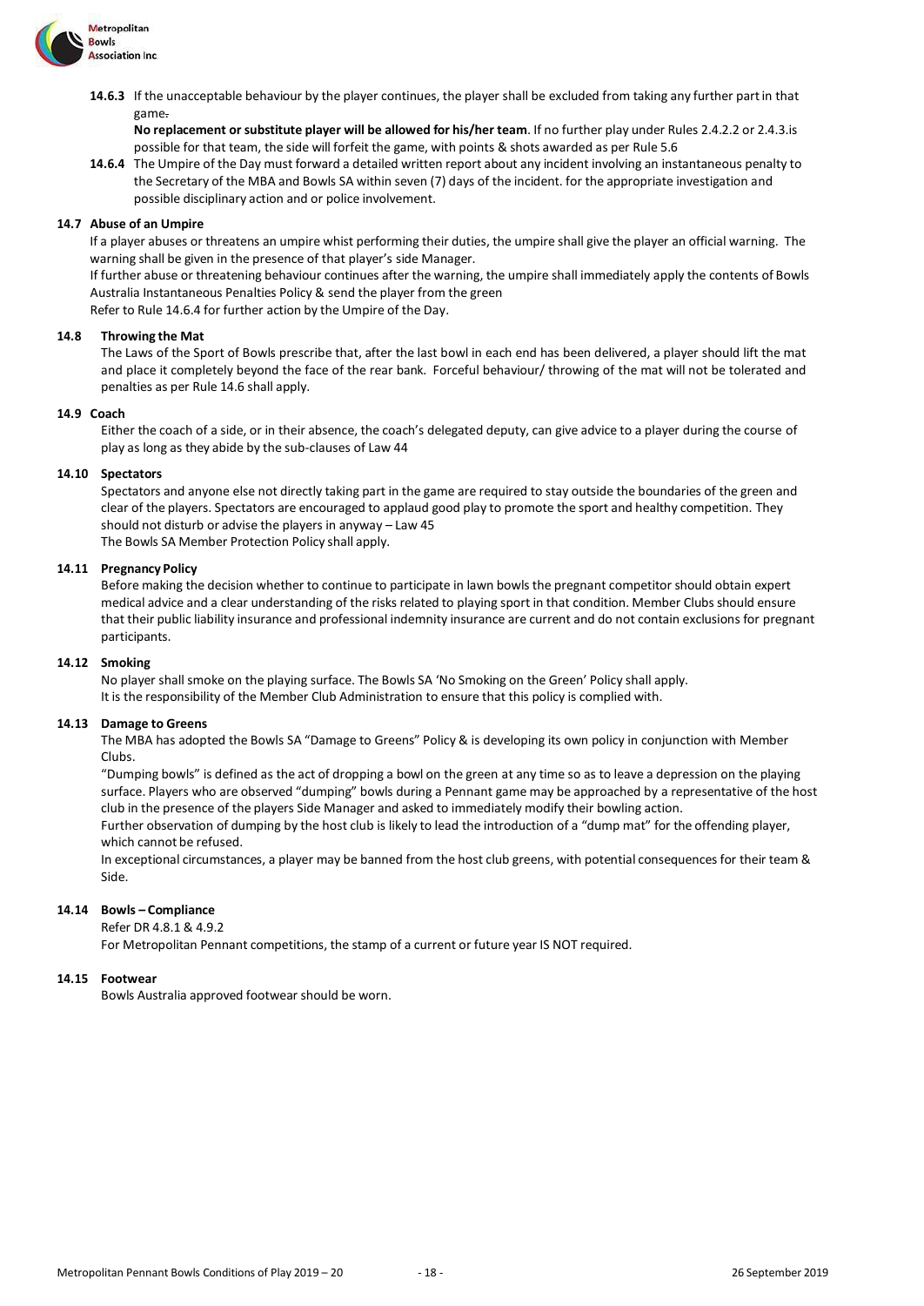**14.6.3** If the unacceptable behaviour by the player continues, the player shall be excluded from taking any further part in that game.

**No replacement or substitute player will be allowed for his/her team**. If no further play under Rules 2.4.2.2 or 2.4.3.is possible for that team, the side will forfeit the game, with points & shots awarded as per Rule 5.6

**14.6.4** The Umpire of the Day must forward a detailed written report about any incident involving an instantaneous penalty to the Secretary of the MBA and Bowls SA within seven (7) days of the incident. for the appropriate investigation and possible disciplinary action and or police involvement.

### 14.7 Abuse of an Umpire

If a player abuses or threatens an umpire whist performing their duties, the umpire shall give the player an official warning. The warning shall be given in the presence of that player's side Manager.

If further abuse or threatening behaviour continues after the warning, the umpire shall immediately apply the contents of Bowls Australia Instantaneous Penalties Policy & send the player from the green

Refer to Rule 14.6.4 for further action by the Umpire of the Day.

### 14.8 Throwing the Mat

The Laws of the Sport of Bowls prescribe that, after the last bowl in each end has been delivered, a player should lift the mat and place it completely beyond the face of the rear bank. Forceful behaviour/ throwing of the mat will not be tolerated and penalties as per Rule 14.6 shall apply.

### 14.9 Coach

Either the coach of a side, or in their absence, the coach's delegated deputy, can give advice to a player during the course of play as long as they abide by the sub-clauses of Law 44

### 14.10 Spectators

Spectators and anyone else not directly taking part in the game are required to stay outside the boundaries of the green and clear of the players. Spectators are encouraged to applaud good play to promote the sport and healthy competition. They should not disturb or advise the players in anyway – Law 45

The Bowls SA Member Protection Policy shall apply.

### 14.11 Pregnancy Policy

Before making the decision whether to continue to participate in lawn bowls the pregnant competitor should obtain expert medical advice and a clear understanding of the risks related to playing sport in that condition. Member Clubs should ensure that their public liability insurance and professional indemnity insurance are current and do not contain exclusions for pregnant participants.

### 14.12 Smoking

No player shall smoke on the playing surface. The Bowls SA 'No Smoking on the Green' Policy shall apply.

It is the responsibility of the Member Club Administration to ensure that this policy is complied with.

### 14.13 Damage to Greens

The MBA has adopted the Bowls SA "Damage to Greens" Policy & is developing its own policy in conjunction with Member Clubs.

"Dumping bowls" is defined as the act of dropping a bowl on the green at any time so as to leave a depression on the playing surface. Players who are observed "dumping" bowls during a Pennant game may be approached by a representative of the host club in the presence of the players Side Manager and asked to immediately modify their bowling action.

Further observation of dumping by the host club is likely to lead the introduction of a "dump mat" for the offending player, which cannot be refused.

In exceptional circumstances, a player may be banned from the host club greens, with potential consequences for their team & Side.

### 14.14 Bowls – Compliance

Refer DR 4.8.1 & 4.9.2

For Metropolitan Pennant competitions, the stamp of a current or future year IS NOT required.

### 14.15 Footwear

Bowls Australia approved footwear should be worn.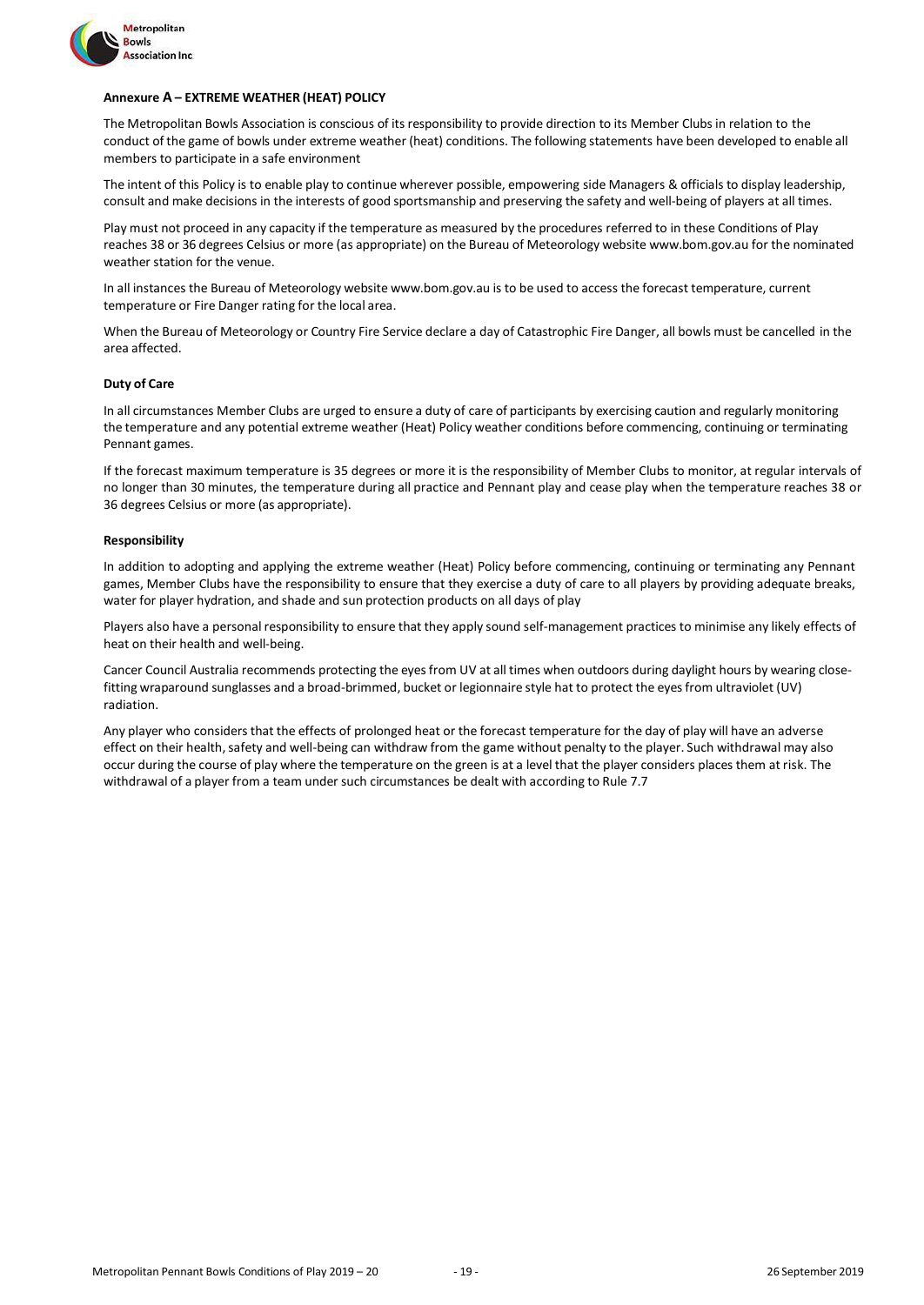## Annexure A – EXTREME WEATHER (HEAT) POLICY

The Metropolitan Bowls Association is conscious of its responsibility to provide direction to its Member Clubs in relation to the conduct of the game of bowls under extreme weather (heat) conditions. The following statements have been developed to enable all members to participate in a safe environment

The intent of this Policy is to enable play to continue wherever possible, empowering side Managers & officials to display leadership, consult and make decisions in the interests of good sportsmanship and preserving the safety and well-being of players at all times.

Play must not proceed in any capacity if the temperature as measured by the procedures referred to in these Conditions of Play reaches 38 or 36 degrees Celsius or more (as appropriate) on the Bureau of Meteorology website www.bom.gov.au for the nominated weather station for the venue.

In all instances the Bureau of Meteorology website www.bom.gov.au is to be used to access the forecast temperature, current temperature or Fire Danger rating for the local area.

When the Bureau of Meteorology or Country Fire Service declare a day of Catastrophic Fire Danger, all bowls must be cancelled in the area affected.

### Duty of Care

In all circumstances Member Clubs are urged to ensure a duty of care of participants by exercising caution and regularly monitoring the temperature and any potential extreme weather (Heat) Policy weather conditions before commencing, continuing or terminating Pennant games.

If the forecast maximum temperature is 35 degrees or more it is the responsibility of Member Clubs to monitor, at regular intervals of no longer than 30 minutes, the temperature during all practice and Pennant play and cease play when the temperature reaches 38 or 36 degrees Celsius or more (as appropriate).

### Responsibility

In addition to adopting and applying the extreme weather (Heat) Policy before commencing, continuing or terminating any Pennant games, Member Clubs have the responsibility to ensure that they exercise a duty of care to all players by providing adequate breaks, water for player hydration, and shade and sun protection products on all days of play

Players also have a personal responsibility to ensure that they apply sound self-management practices to minimise any likely effects of heat on their health and well-being.

Cancer Council Australia recommends protecting the eyes from UV at all times when outdoors during daylight hours by wearing close-fitting wraparound sunglasses and a broad-brimmed, bucket or legionnaire style hat to protect the eyes from ultraviolet (UV) radiation.

Any player who considers that the effects of prolonged heat or the forecast temperature for the day of play will have an adverse effect on their health, safety and well-being can withdraw from the game without penalty to the player. Such withdrawal may also occur during the course of play where the temperature on the green is at a level that the player considers places them at risk. The withdrawal of a player from a team under such circumstances be dealt with according to Rule 7.7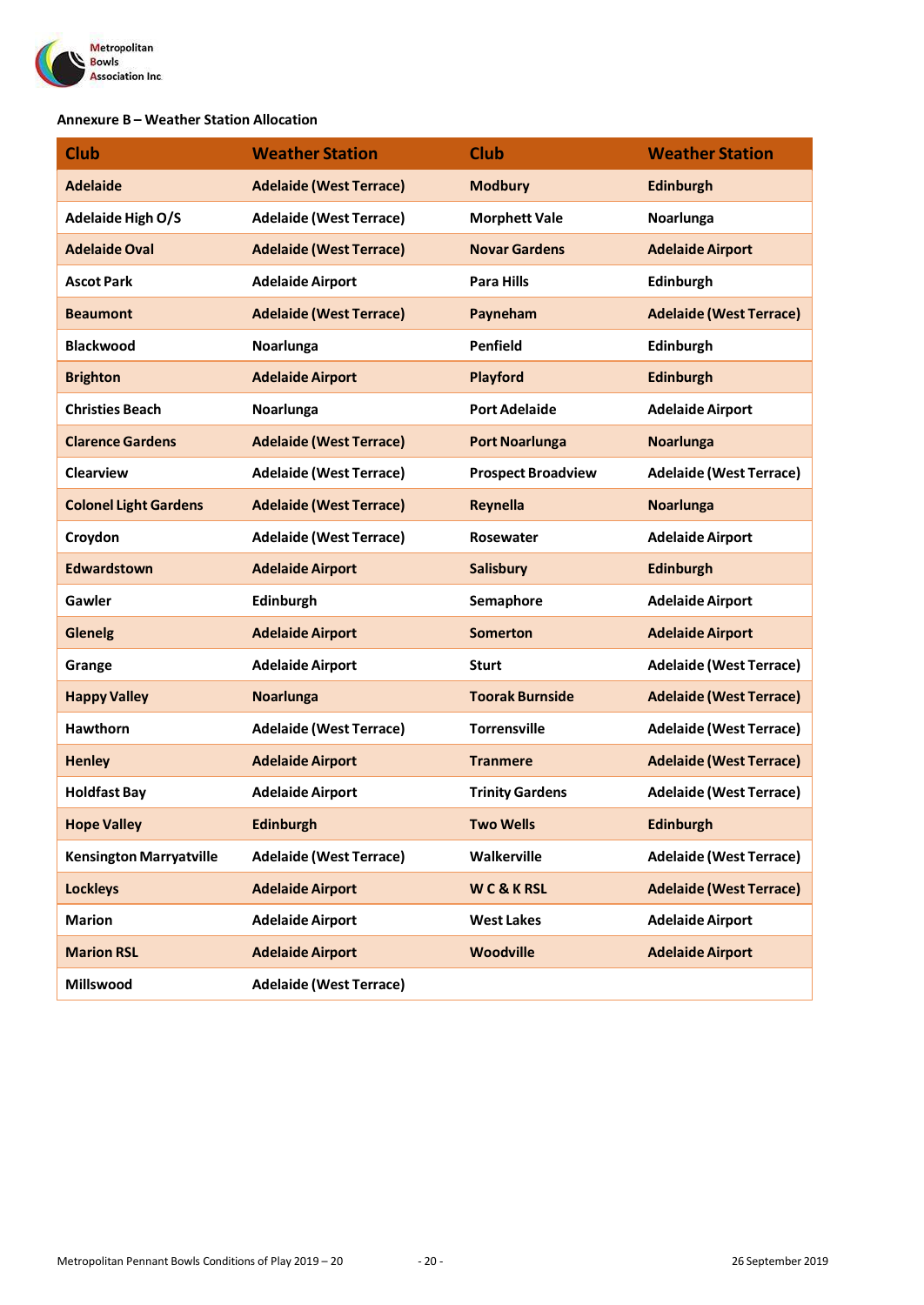### Annexure B – Weather Station Allocation

| Club | Weather Station | Club | Weather Station |
|---|---|---|---|
| Adelaide | Adelaide (West Terrace) | Modbury | Edinburgh |
| Adelaide High O/S | Adelaide (West Terrace) | Morphett Vale | Noarlunga |
| Adelaide Oval | Adelaide (West Terrace) | Novar Gardens | Adelaide Airport |
| Ascot Park | Adelaide Airport | Para Hills | Edinburgh |
| Beaumont | Adelaide (West Terrace) | Payneham | Adelaide (West Terrace) |
| Blackwood | Noarlunga | Penfield | Edinburgh |
| Brighton | Adelaide Airport | Playford | Edinburgh |
| Christies Beach | Noarlunga | Port Adelaide | Adelaide Airport |
| Clarence Gardens | Adelaide (West Terrace) | Port Noarlunga | Noarlunga |
| Clearview | Adelaide (West Terrace) | Prospect Broadview | Adelaide (West Terrace) |
| Colonel Light Gardens | Adelaide (West Terrace) | Reynella | Noarlunga |
| Croydon | Adelaide (West Terrace) | Rosewater | Adelaide Airport |
| Edwardstown | Adelaide Airport | Salisbury | Edinburgh |
| Gawler | Edinburgh | Semaphore | Adelaide Airport |
| Glenelg | Adelaide Airport | Somerton | Adelaide Airport |
| Grange | Adelaide Airport | Sturt | Adelaide (West Terrace) |
| Happy Valley | Noarlunga | Toorak Burnside | Adelaide (West Terrace) |
| Hawthorn | Adelaide (West Terrace) | Torrensville | Adelaide (West Terrace) |
| Henley | Adelaide Airport | Tranmere | Adelaide (West Terrace) |
| Holdfast Bay | Adelaide Airport | Trinity Gardens | Adelaide (West Terrace) |
| Hope Valley | Edinburgh | Two Wells | Edinburgh |
| Kensington Marryatville | Adelaide (West Terrace) | Walkerville | Adelaide (West Terrace) |
| Lockleys | Adelaide Airport | W C & K RSL | Adelaide (West Terrace) |
| Marion | Adelaide Airport | West Lakes | Adelaide Airport |
| Marion RSL | Adelaide Airport | Woodville | Adelaide Airport |
| Millswood | Adelaide (West Terrace) | | |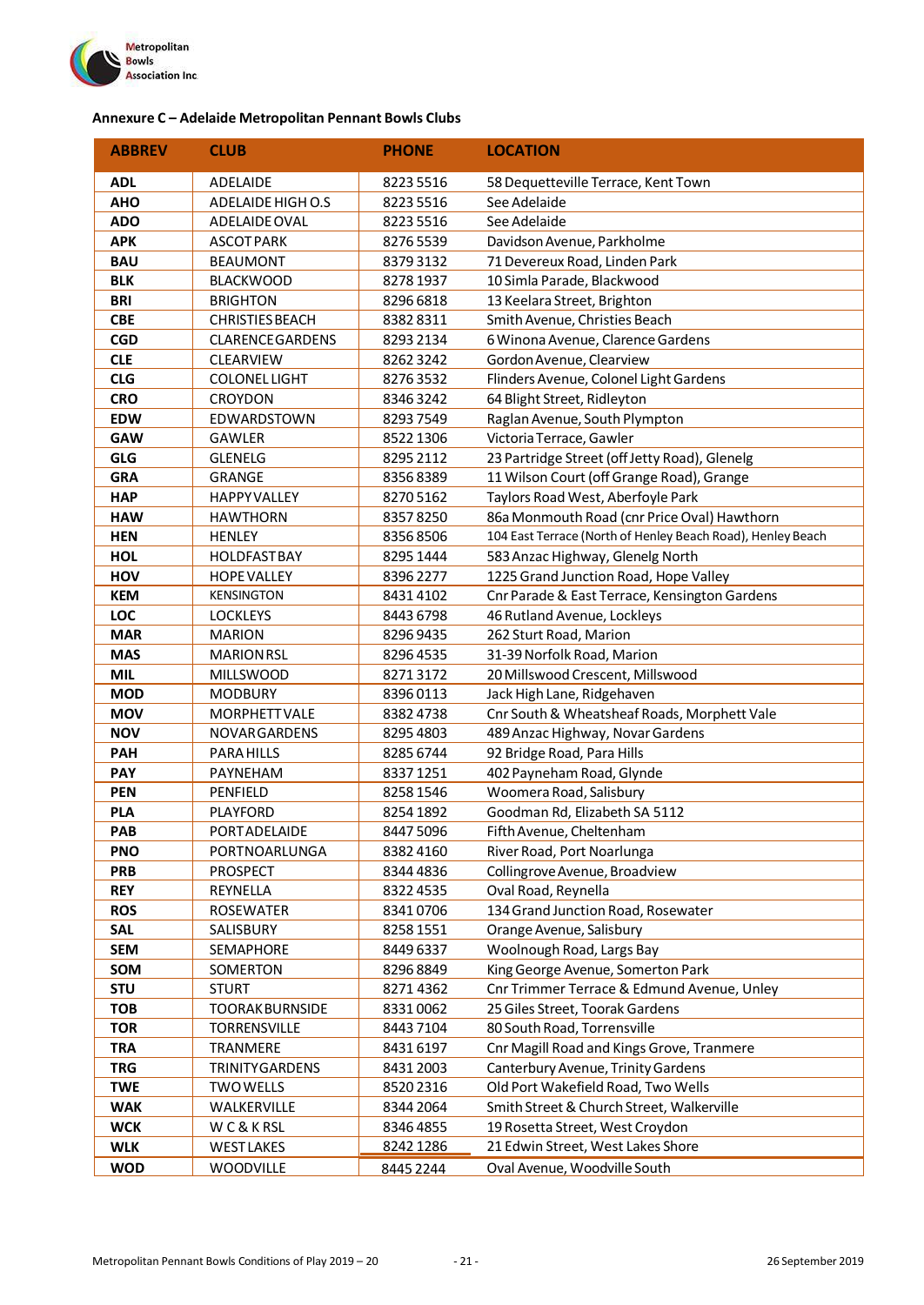Metropolitan Bowls Association Inc

**Annexure C – Adelaide Metropolitan Pennant Bowls Clubs**

| ABBREV | CLUB | PHONE | LOCATION |
|---|---|---|---|
| **ADL** | ADELAIDE | 8223 5516 | 58 Dequetteville Terrace, Kent Town |
| **AHO** | ADELAIDE HIGH O.S | 8223 5516 | See Adelaide |
| **ADO** | ADELAIDE OVAL | 8223 5516 | See Adelaide |
| **APK** | ASCOT PARK | 8276 5539 | Davidson Avenue, Parkholme |
| **BAU** | BEAUMONT | 8379 3132 | 71 Devereux Road, Linden Park |
| **BLK** | BLACKWOOD | 8278 1937 | 10 Simla Parade, Blackwood |
| **BRI** | BRIGHTON | 8296 6818 | 13 Keelara Street, Brighton |
| **CBE** | CHRISTIES BEACH | 8382 8311 | Smith Avenue, Christies Beach |
| **CGD** | CLARENCE GARDENS | 8293 2134 | 6 Winona Avenue, Clarence Gardens |
| **CLE** | CLEARVIEW | 8262 3242 | Gordon Avenue, Clearview |
| **CLG** | COLONEL LIGHT | 8276 3532 | Flinders Avenue, Colonel Light Gardens |
| **CRO** | CROYDON | 8346 3242 | 64 Blight Street, Ridleyton |
| **EDW** | EDWARDSTOWN | 8293 7549 | Raglan Avenue, South Plympton |
| **GAW** | GAWLER | 8522 1306 | Victoria Terrace, Gawler |
| **GLG** | GLENELG | 8295 2112 | 23 Partridge Street (off Jetty Road), Glenelg |
| **GRA** | GRANGE | 8356 8389 | 11 Wilson Court (off Grange Road), Grange |
| **HAP** | HAPPY VALLEY | 8270 5162 | Taylors Road West, Aberfoyle Park |
| **HAW** | HAWTHORN | 8357 8250 | 86a Monmouth Road (cnr Price Oval) Hawthorn |
| **HEN** | HENLEY | 8356 8506 | 104 East Terrace (North of Henley Beach Road), Henley Beach |
| **HOL** | HOLDFAST BAY | 8295 1444 | 583 Anzac Highway, Glenelg North |
| **HOV** | HOPE VALLEY | 8396 2277 | 1225 Grand Junction Road, Hope Valley |
| **KEM** | KENSINGTON | 8431 4102 | Cnr Parade & East Terrace, Kensington Gardens |
| **LOC** | LOCKLEYS | 8443 6798 | 46 Rutland Avenue, Lockleys |
| **MAR** | MARION | 8296 9435 | 262 Sturt Road, Marion |
| **MAS** | MARION RSL | 8296 4535 | 31-39 Norfolk Road, Marion |
| **MIL** | MILLSWOOD | 8271 3172 | 20 Millswood Crescent, Millswood |
| **MOD** | MODBURY | 8396 0113 | Jack High Lane, Ridgehaven |
| **MOV** | MORPHETT VALE | 8382 4738 | Cnr South & Wheatsheaf Roads, Morphett Vale |
| **NOV** | NOVAR GARDENS | 8295 4803 | 489 Anzac Highway, Novar Gardens |
| **PAH** | PARA HILLS | 8285 6744 | 92 Bridge Road, Para Hills |
| **PAY** | PAYNEHAM | 8337 1251 | 402 Payneham Road, Glynde |
| **PEN** | PENFIELD | 8258 1546 | Woomera Road, Salisbury |
| **PLA** | PLAYFORD | 8254 1892 | Goodman Rd, Elizabeth SA 5112 |
| **PAB** | PORT ADELAIDE | 8447 5096 | Fifth Avenue, Cheltenham |
| **PNO** | PORT NOARLUNGA | 8382 4160 | River Road, Port Noarlunga |
| **PRB** | PROSPECT | 8344 4836 | Collingrove Avenue, Broadview |
| **REY** | REYNELLA | 8322 4535 | Oval Road, Reynella |
| **ROS** | ROSEWATER | 8341 0706 | 134 Grand Junction Road, Rosewater |
| **SAL** | SALISBURY | 8258 1551 | Orange Avenue, Salisbury |
| **SEM** | SEMAPHORE | 8449 6337 | Woolnough Road, Largs Bay |
| **SOM** | SOMERTON | 8296 8849 | King George Avenue, Somerton Park |
| **STU** | STURT | 8271 4362 | Cnr Trimmer Terrace & Edmund Avenue, Unley |
| **TOB** | TOORAK BURNSIDE | 8331 0062 | 25 Giles Street, Toorak Gardens |
| **TOR** | TORRENSVILLE | 8443 7104 | 80 South Road, Torrensville |
| **TRA** | TRANMERE | 8431 6197 | Cnr Magill Road and Kings Grove, Tranmere |
| **TRG** | TRINITY GARDENS | 8431 2003 | Canterbury Avenue, Trinity Gardens |
| **TWE** | TWO WELLS | 8520 2316 | Old Port Wakefield Road, Two Wells |
| **WAK** | WALKERVILLE | 8344 2064 | Smith Street & Church Street, Walkerville |
| **WCK** | W C & K RSL | 8346 4855 | 19 Rosetta Street, West Croydon |
| **WLK** | WEST LAKES | 8242 1286 | 21 Edwin Street, West Lakes Shore |
| **WOD** | WOODVILLE | 8445 2244 | Oval Avenue, Woodville South |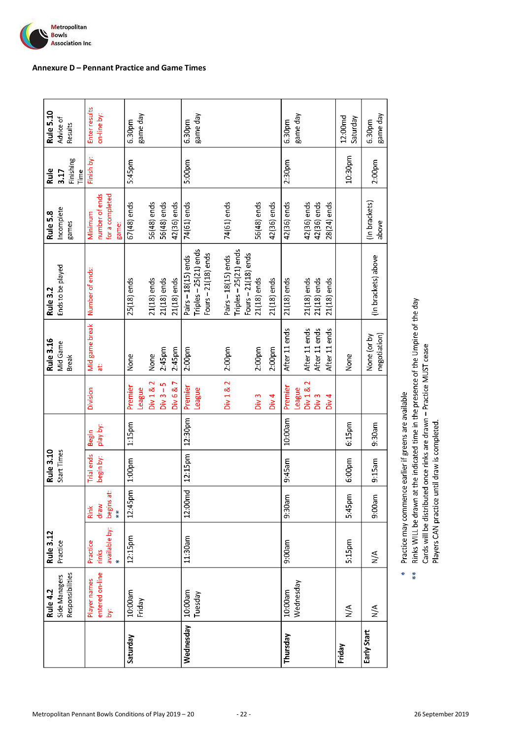## Annexure D – Pennant Practice and Game Times

| | Rule 4.2 Side Managers Responsibilities | Rule 3.12 Practice | Rule 3.10 Start Times | | | | Rule 3.16 Mid Game Break | Rule 3.2 Ends to be played | Rule 5.8 Incomplete games | Rule 3.17 Finishing Time | Rule 5.10 Advice of Results |
|---|---|---|---|---|---|---|---|---|---|---|---|
| | Player names entered on-line by: | Practice rinks available by: * | Rink draw begins at: ** | Trial ends begin by: | Begin play by: | Division | Mid game break at: | Number of ends: | Minimum number of ends for a completed game: | Finish by: | Enter results on-line by: |
| **Saturday** | 10:00am Friday | 12:15pm | 12:45pm | 1:00pm | 1:15pm | Premier League | None | 25(18) ends | 67(48) ends | 5:45pm | 6.30pm game day |
| | | | | | | Div 1 & 2 | None | 21(18) ends | 56(48) ends | | |
| | | | | | | Div 3 – 5 | 2:45pm | 21(18) ends | 56(48) ends | | |
| | | | | | | Div 6 & 7 | 2:45pm | 21(18) ends | 42(36) ends | | |
| **Wednesday** | 10:00am Tuesday | 11:30am | 12:00md | 12:15pm | 12:30pm | Premier League | 2:00pm | Pairs – 18(15) ends Triples – 25(21) ends Fours – 21(18) ends | 74(61) ends | 5:00pm | 6.30pm game day |
| | | | | | | Div 1 & 2 | 2:00pm | Pairs – 18(15) ends Triples – 25(21) ends Fours – 21(18) ends | 74(61) ends | | |
| | | | | | | Div 3 | 2:00pm | 21(18) ends | 56(48) ends | | |
| | | | | | | Div 4 | 2:00pm | 21(18) ends | 42(36) ends | | |
| **Thursday** | 10:00am Wednesday | 9:00am | 9:30am | 9:45am | 10:00am | Premier League | After 11 ends | 21(18) ends | 42(36) ends | 2:30pm | 6.30pm game day |
| | | | | | | Div 1 & 2 | After 11 ends | 21(18) ends | 42(36) ends | | |
| | | | | | | Div 3 | After 11 ends | 21(18) ends | 42(36) ends | | |
| | | | | | | Div 4 | After 11 ends | 21(18) ends | 28(24) ends | | |
| **Friday** | N/A | 5:15pm | 5:45pm | 6:00pm | 6:15pm | | None | | | 10:30pm | 12:00md Saturday |
| **Early Start** | N/A | N/A | 9:00am | 9:15am | 9:30am | | None (or by negotiation) | (In brackets) above | (In brackets) above | 2:00pm | 6.30pm game day |

\* Practice may commence earlier if greens are available

\*\* Rinks WILL be drawn at the indicated time in the presence of the Umpire of the day
Cards will be distributed once rinks are drawn – Practice MUST cease
Players CAN practice until draw is completed.